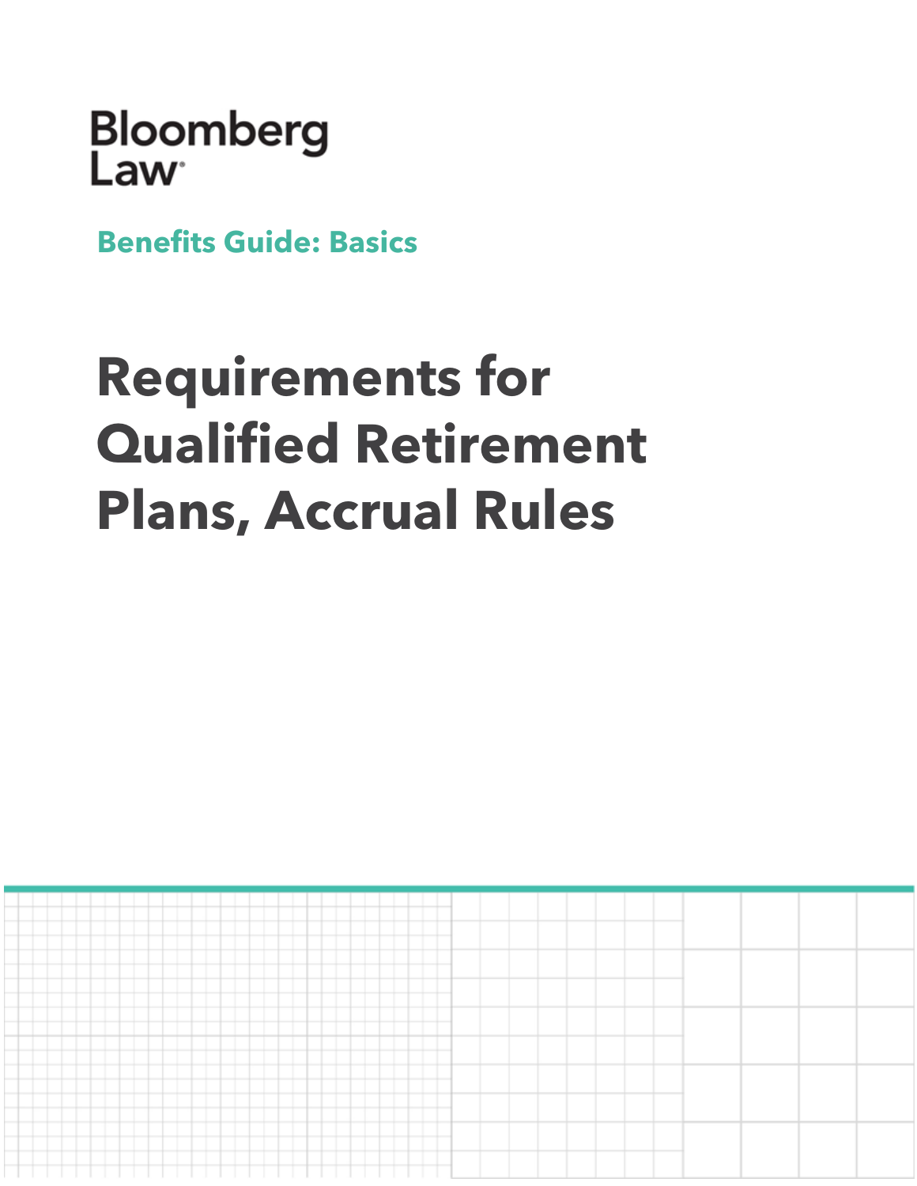Bloomberg Law

**Benefits Guide: Basics**

# Requirements for Qualified Retirement Plans, Accrual Rules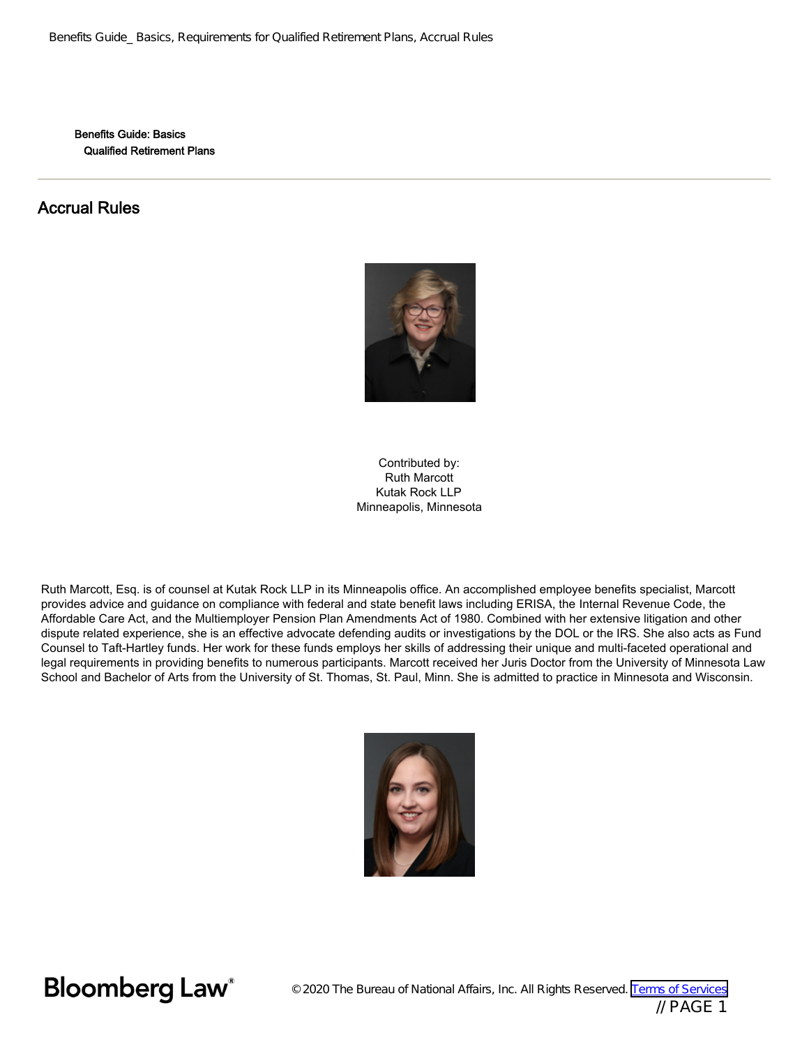Benefits Guide: Basics
Qualified Retirement Plans

## Accrual Rules

Contributed by:
Ruth Marcott
Kutak Rock LLP
Minneapolis, Minnesota

Ruth Marcott, Esq. is of counsel at Kutak Rock LLP in its Minneapolis office. An accomplished employee benefits specialist, Marcott provides advice and guidance on compliance with federal and state benefit laws including ERISA, the Internal Revenue Code, the Affordable Care Act, and the Multiemployer Pension Plan Amendments Act of 1980. Combined with her extensive litigation and other dispute related experience, she is an effective advocate defending audits or investigations by the DOL or the IRS. She also acts as Fund Counsel to Taft-Hartley funds. Her work for these funds employs her skills of addressing their unique and multi-faceted operational and legal requirements in providing benefits to numerous participants. Marcott received her Juris Doctor from the University of Minnesota Law School and Bachelor of Arts from the University of St. Thomas, St. Paul, Minn. She is admitted to practice in Minnesota and Wisconsin.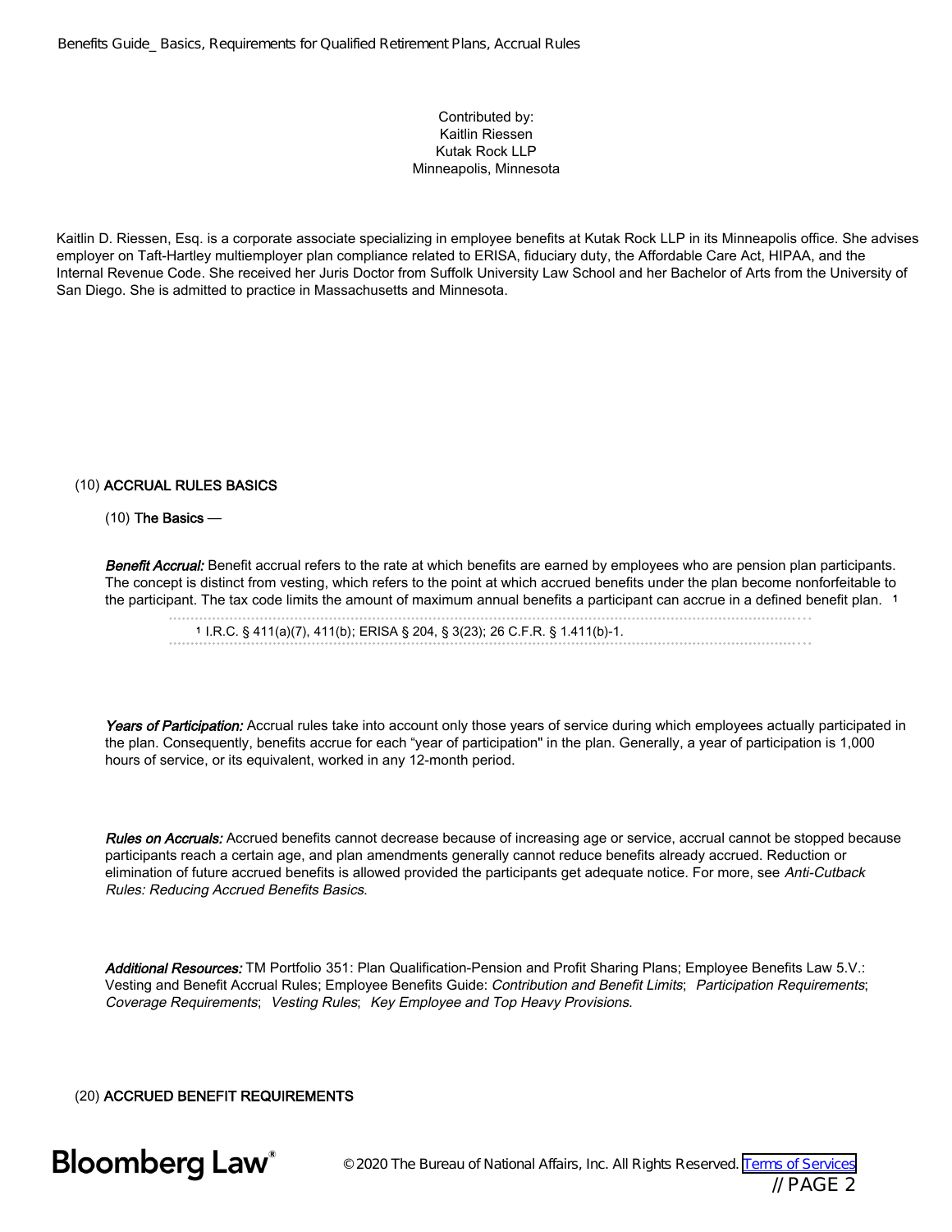Contributed by:
Kaitlin Riessen
Kutak Rock LLP
Minneapolis, Minnesota

Kaitlin D. Riessen, Esq. is a corporate associate specializing in employee benefits at Kutak Rock LLP in its Minneapolis office. She advises employer on Taft-Hartley multiemployer plan compliance related to ERISA, fiduciary duty, the Affordable Care Act, HIPAA, and the Internal Revenue Code. She received her Juris Doctor from Suffolk University Law School and her Bachelor of Arts from the University of San Diego. She is admitted to practice in Massachusetts and Minnesota.

## (10) ACCRUAL RULES BASICS

### (10) The Basics —

***Benefit Accrual:*** Benefit accrual refers to the rate at which benefits are earned by employees who are pension plan participants. The concept is distinct from vesting, which refers to the point at which accrued benefits under the plan become nonforfeitable to the participant. The tax code limits the amount of maximum annual benefits a participant can accrue in a defined benefit plan. [1]

[1] I.R.C. § 411(a)(7), 411(b); ERISA § 204, § 3(23); 26 C.F.R. § 1.411(b)-1.

***Years of Participation:*** Accrual rules take into account only those years of service during which employees actually participated in the plan. Consequently, benefits accrue for each "year of participation" in the plan. Generally, a year of participation is 1,000 hours of service, or its equivalent, worked in any 12-month period.

***Rules on Accruals:*** Accrued benefits cannot decrease because of increasing age or service, accrual cannot be stopped because participants reach a certain age, and plan amendments generally cannot reduce benefits already accrued. Reduction or elimination of future accrued benefits is allowed provided the participants get adequate notice. For more, see *Anti-Cutback Rules: Reducing Accrued Benefits Basics*.

***Additional Resources:*** TM Portfolio 351: Plan Qualification-Pension and Profit Sharing Plans; Employee Benefits Law 5.V.: Vesting and Benefit Accrual Rules; Employee Benefits Guide: *Contribution and Benefit Limits*; *Participation Requirements*; *Coverage Requirements*; *Vesting Rules*; *Key Employee and Top Heavy Provisions*.

## (20) ACCRUED BENEFIT REQUIREMENTS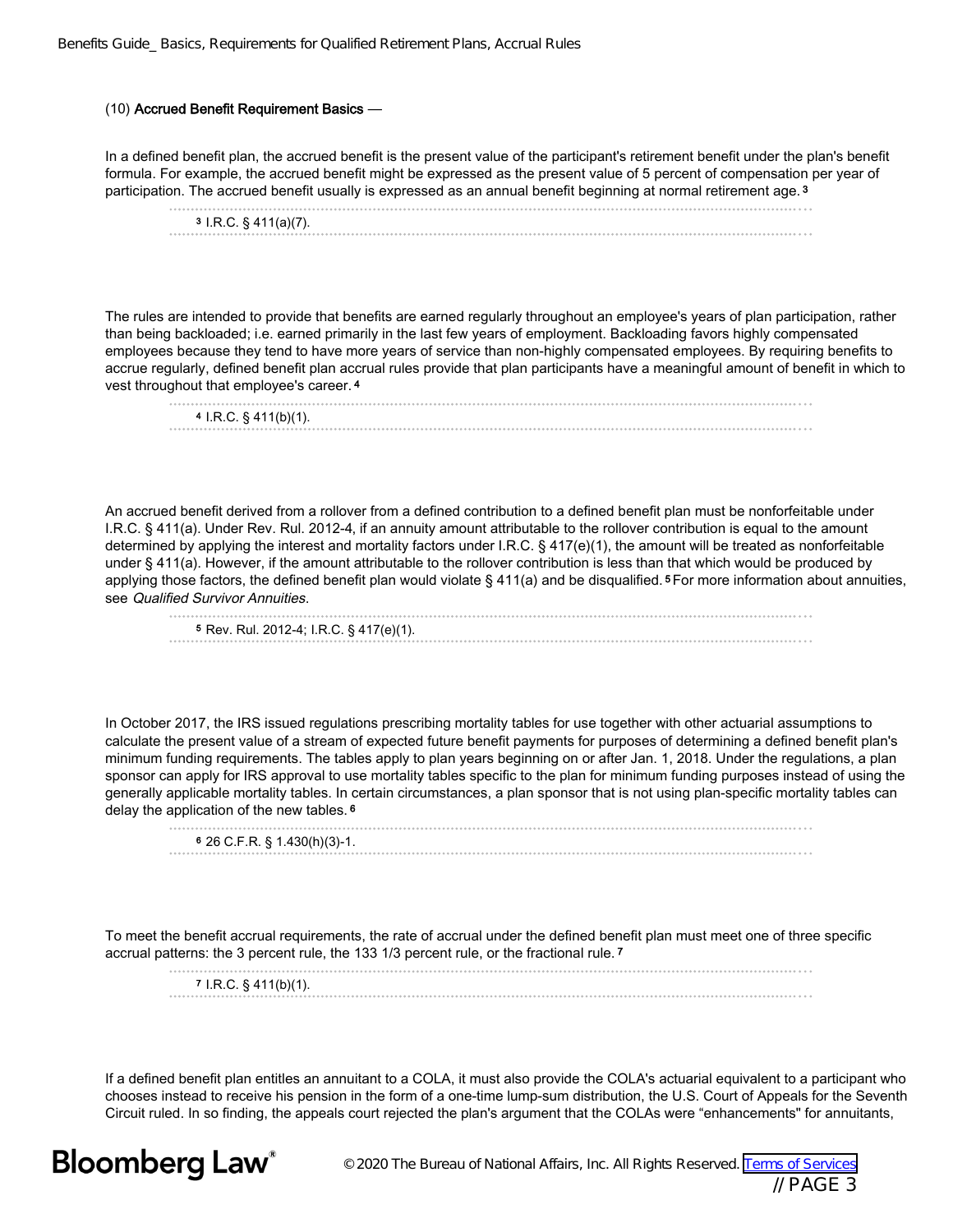(10) **Accrued Benefit Requirement Basics** —

In a defined benefit plan, the accrued benefit is the present value of the participant's retirement benefit under the plan's benefit formula. For example, the accrued benefit might be expressed as the present value of 5 percent of compensation per year of participation. The accrued benefit usually is expressed as an annual benefit beginning at normal retirement age.[3]

[3] I.R.C. § 411(a)(7).

The rules are intended to provide that benefits are earned regularly throughout an employee's years of plan participation, rather than being backloaded; i.e. earned primarily in the last few years of employment. Backloading favors highly compensated employees because they tend to have more years of service than non-highly compensated employees. By requiring benefits to accrue regularly, defined benefit plan accrual rules provide that plan participants have a meaningful amount of benefit in which to vest throughout that employee's career.[4]

[4] I.R.C. § 411(b)(1).

An accrued benefit derived from a rollover from a defined contribution to a defined benefit plan must be nonforfeitable under I.R.C. § 411(a). Under Rev. Rul. 2012-4, if an annuity amount attributable to the rollover contribution is equal to the amount determined by applying the interest and mortality factors under I.R.C. § 417(e)(1), the amount will be treated as nonforfeitable under § 411(a). However, if the amount attributable to the rollover contribution is less than that which would be produced by applying those factors, the defined benefit plan would violate § 411(a) and be disqualified.[5] For more information about annuities, see *Qualified Survivor Annuities*.

[5] Rev. Rul. 2012-4; I.R.C. § 417(e)(1).

In October 2017, the IRS issued regulations prescribing mortality tables for use together with other actuarial assumptions to calculate the present value of a stream of expected future benefit payments for purposes of determining a defined benefit plan's minimum funding requirements. The tables apply to plan years beginning on or after Jan. 1, 2018. Under the regulations, a plan sponsor can apply for IRS approval to use mortality tables specific to the plan for minimum funding purposes instead of using the generally applicable mortality tables. In certain circumstances, a plan sponsor that is not using plan-specific mortality tables can delay the application of the new tables.[6]

[6] 26 C.F.R. § 1.430(h)(3)-1.

To meet the benefit accrual requirements, the rate of accrual under the defined benefit plan must meet one of three specific accrual patterns: the 3 percent rule, the 133 1/3 percent rule, or the fractional rule.[7]

[7] I.R.C. § 411(b)(1).

If a defined benefit plan entitles an annuitant to a COLA, it must also provide the COLA's actuarial equivalent to a participant who chooses instead to receive his pension in the form of a one-time lump-sum distribution, the U.S. Court of Appeals for the Seventh Circuit ruled. In so finding, the appeals court rejected the plan's argument that the COLAs were "enhancements" for annuitants,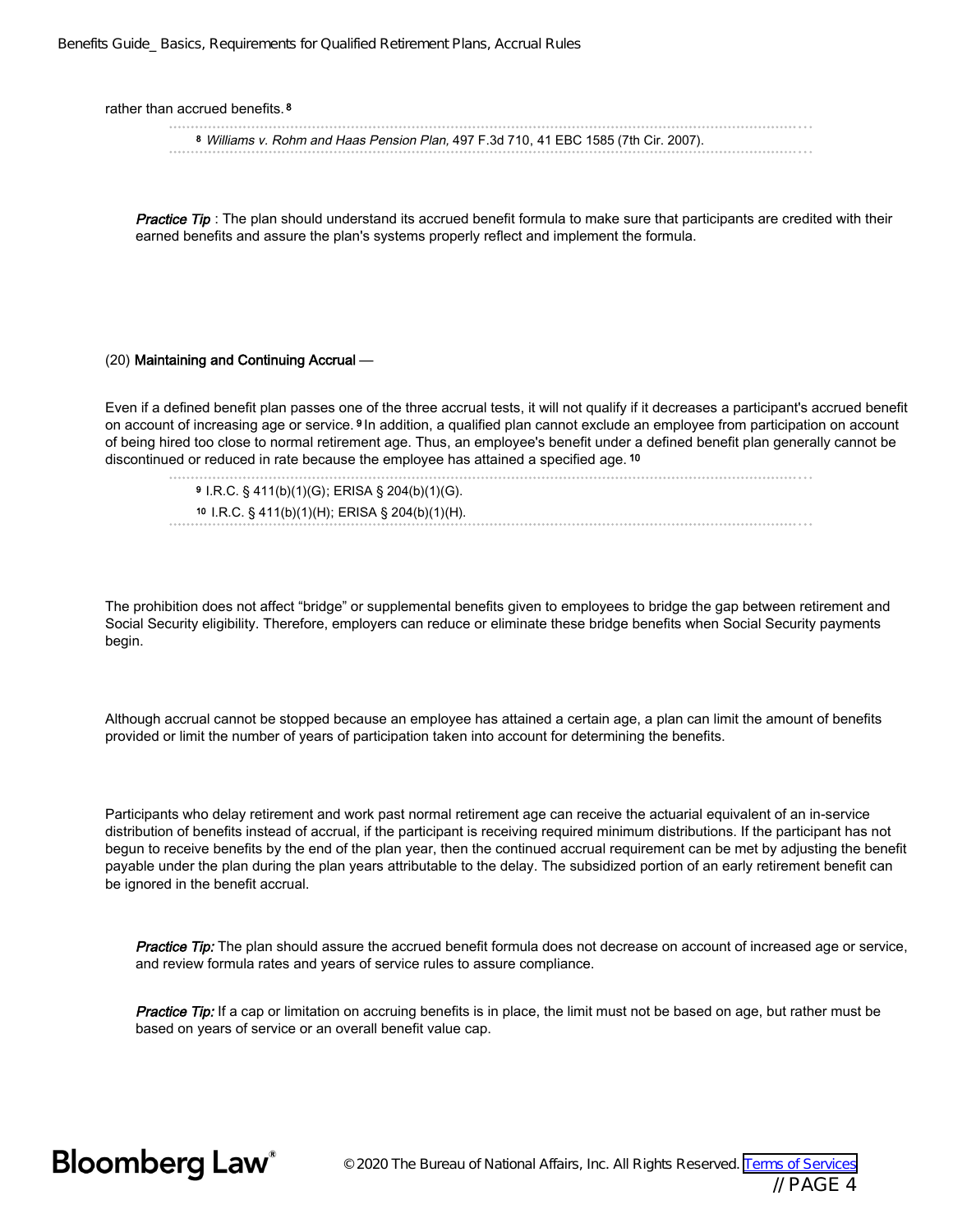rather than accrued benefits.[8]

[8] *Williams v. Rohm and Haas Pension Plan,* 497 F.3d 710, 41 EBC 1585 (7th Cir. 2007).

> ***Practice Tip*** : The plan should understand its accrued benefit formula to make sure that participants are credited with their earned benefits and assure the plan's systems properly reflect and implement the formula.

(20) **Maintaining and Continuing Accrual** —

Even if a defined benefit plan passes one of the three accrual tests, it will not qualify if it decreases a participant's accrued benefit on account of increasing age or service.[9] In addition, a qualified plan cannot exclude an employee from participation on account of being hired too close to normal retirement age. Thus, an employee's benefit under a defined benefit plan generally cannot be discontinued or reduced in rate because the employee has attained a specified age.[10]

[9] I.R.C. § 411(b)(1)(G); ERISA § 204(b)(1)(G).

[10] I.R.C. § 411(b)(1)(H); ERISA § 204(b)(1)(H).

The prohibition does not affect "bridge" or supplemental benefits given to employees to bridge the gap between retirement and Social Security eligibility. Therefore, employers can reduce or eliminate these bridge benefits when Social Security payments begin.

Although accrual cannot be stopped because an employee has attained a certain age, a plan can limit the amount of benefits provided or limit the number of years of participation taken into account for determining the benefits.

Participants who delay retirement and work past normal retirement age can receive the actuarial equivalent of an in-service distribution of benefits instead of accrual, if the participant is receiving required minimum distributions. If the participant has not begun to receive benefits by the end of the plan year, then the continued accrual requirement can be met by adjusting the benefit payable under the plan during the plan years attributable to the delay. The subsidized portion of an early retirement benefit can be ignored in the benefit accrual.

> ***Practice Tip:*** The plan should assure the accrued benefit formula does not decrease on account of increased age or service, and review formula rates and years of service rules to assure compliance.

> ***Practice Tip:*** If a cap or limitation on accruing benefits is in place, the limit must not be based on age, but rather must be based on years of service or an overall benefit value cap.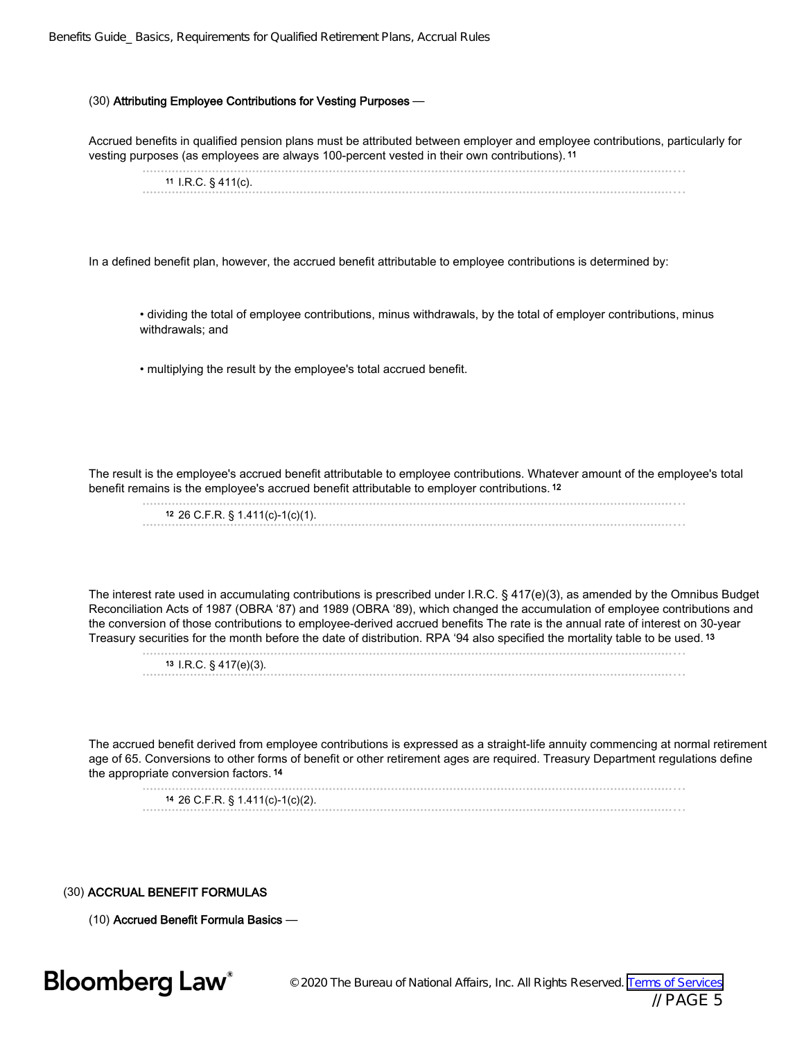(30) **Attributing Employee Contributions for Vesting Purposes** —

Accrued benefits in qualified pension plans must be attributed between employer and employee contributions, particularly for vesting purposes (as employees are always 100-percent vested in their own contributions).[11]

[11] I.R.C. § 411(c).

In a defined benefit plan, however, the accrued benefit attributable to employee contributions is determined by:

- dividing the total of employee contributions, minus withdrawals, by the total of employer contributions, minus withdrawals; and
- multiplying the result by the employee's total accrued benefit.

The result is the employee's accrued benefit attributable to employee contributions. Whatever amount of the employee's total benefit remains is the employee's accrued benefit attributable to employer contributions.[12]

[12] 26 C.F.R. § 1.411(c)-1(c)(1).

The interest rate used in accumulating contributions is prescribed under I.R.C. § 417(e)(3), as amended by the Omnibus Budget Reconciliation Acts of 1987 (OBRA '87) and 1989 (OBRA '89), which changed the accumulation of employee contributions and the conversion of those contributions to employee-derived accrued benefits The rate is the annual rate of interest on 30-year Treasury securities for the month before the date of distribution. RPA '94 also specified the mortality table to be used.[13]

[13] I.R.C. § 417(e)(3).

The accrued benefit derived from employee contributions is expressed as a straight-life annuity commencing at normal retirement age of 65. Conversions to other forms of benefit or other retirement ages are required. Treasury Department regulations define the appropriate conversion factors.[14]

[14] 26 C.F.R. § 1.411(c)-1(c)(2).

## (30) ACCRUAL BENEFIT FORMULAS

(10) **Accrued Benefit Formula Basics** —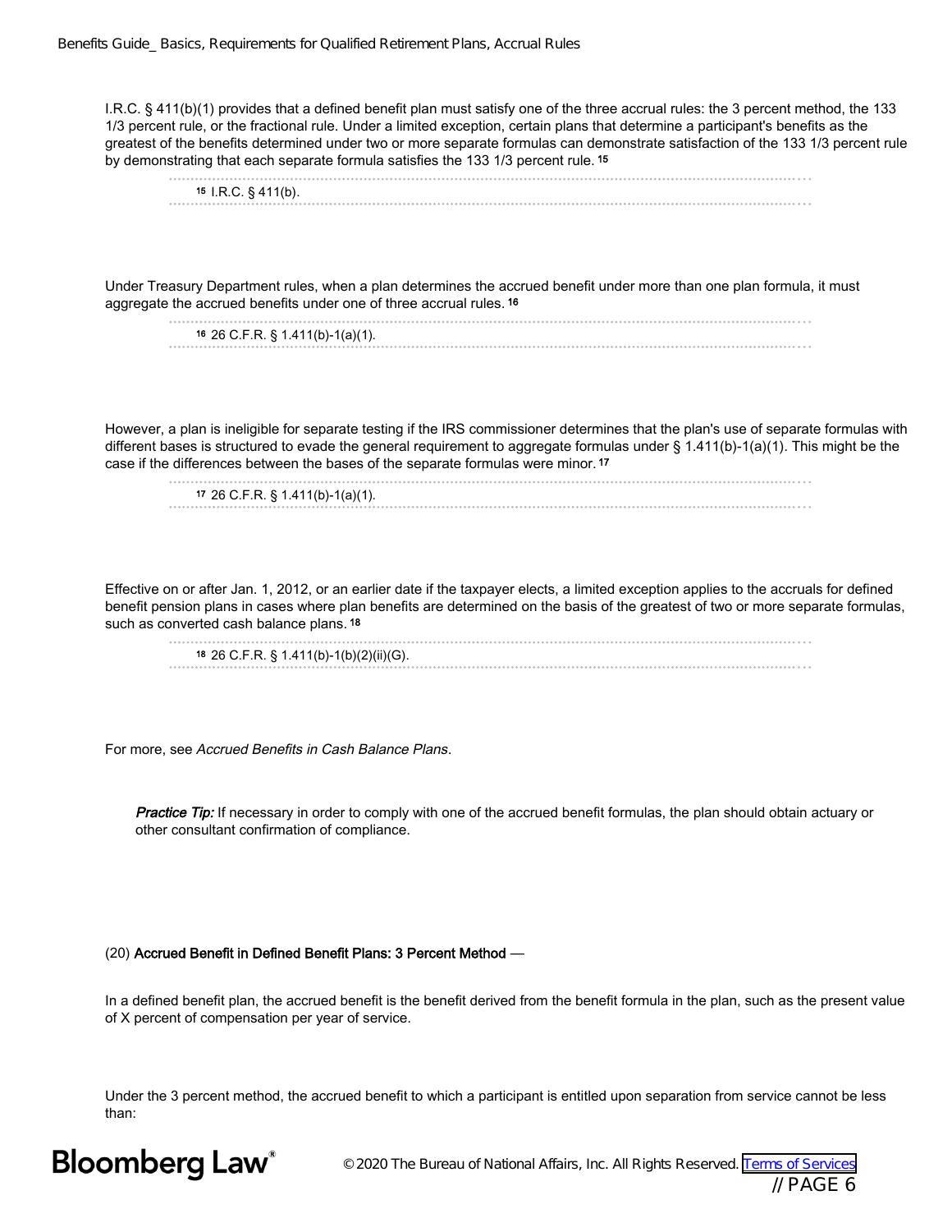I.R.C. § 411(b)(1) provides that a defined benefit plan must satisfy one of the three accrual rules: the 3 percent method, the 133 1/3 percent rule, or the fractional rule. Under a limited exception, certain plans that determine a participant's benefits as the greatest of the benefits determined under two or more separate formulas can demonstrate satisfaction of the 133 1/3 percent rule by demonstrating that each separate formula satisfies the 133 1/3 percent rule.[15]

[15] I.R.C. § 411(b).

Under Treasury Department rules, when a plan determines the accrued benefit under more than one plan formula, it must aggregate the accrued benefits under one of three accrual rules.[16]

[16] 26 C.F.R. § 1.411(b)-1(a)(1).

However, a plan is ineligible for separate testing if the IRS commissioner determines that the plan's use of separate formulas with different bases is structured to evade the general requirement to aggregate formulas under § 1.411(b)-1(a)(1). This might be the case if the differences between the bases of the separate formulas were minor.[17]

[17] 26 C.F.R. § 1.411(b)-1(a)(1).

Effective on or after Jan. 1, 2012, or an earlier date if the taxpayer elects, a limited exception applies to the accruals for defined benefit pension plans in cases where plan benefits are determined on the basis of the greatest of two or more separate formulas, such as converted cash balance plans.[18]

[18] 26 C.F.R. § 1.411(b)-1(b)(2)(ii)(G).

For more, see *Accrued Benefits in Cash Balance Plans*.

> ***Practice Tip:*** If necessary in order to comply with one of the accrued benefit formulas, the plan should obtain actuary or other consultant confirmation of compliance.

### (20) Accrued Benefit in Defined Benefit Plans: 3 Percent Method —

In a defined benefit plan, the accrued benefit is the benefit derived from the benefit formula in the plan, such as the present value of X percent of compensation per year of service.

Under the 3 percent method, the accrued benefit to which a participant is entitled upon separation from service cannot be less than: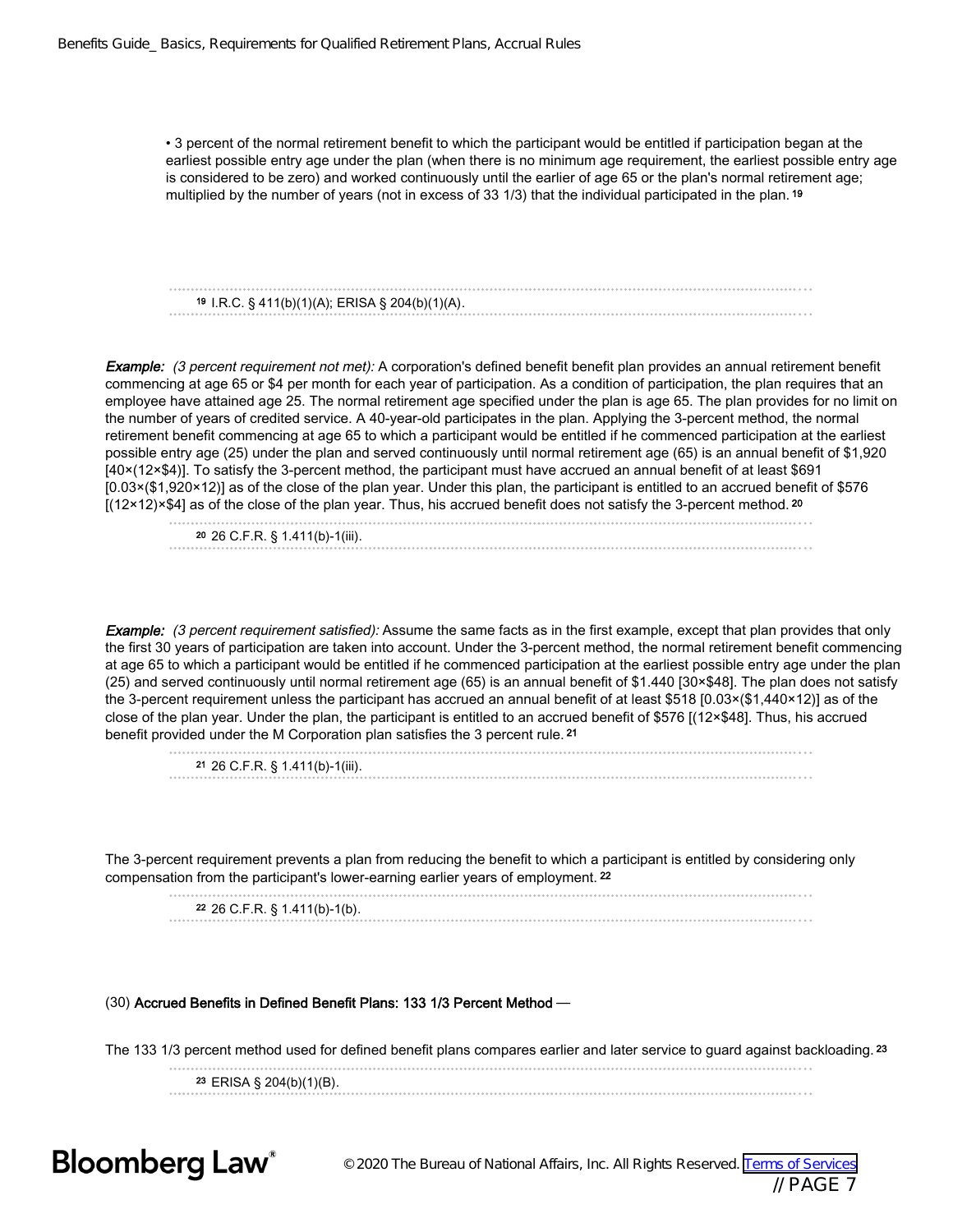• 3 percent of the normal retirement benefit to which the participant would be entitled if participation began at the earliest possible entry age under the plan (when there is no minimum age requirement, the earliest possible entry age is considered to be zero) and worked continuously until the earlier of age 65 or the plan's normal retirement age; multiplied by the number of years (not in excess of 33 1/3) that the individual participated in the plan.[19]

[19] I.R.C. § 411(b)(1)(A); ERISA § 204(b)(1)(A).

***Example:*** *(3 percent requirement not met):* A corporation's defined benefit benefit plan provides an annual retirement benefit commencing at age 65 or $4 per month for each year of participation. As a condition of participation, the plan requires that an employee have attained age 25. The normal retirement age specified under the plan is age 65. The plan provides for no limit on the number of years of credited service. A 40-year-old participates in the plan. Applying the 3-percent method, the normal retirement benefit commencing at age 65 to which a participant would be entitled if he commenced participation at the earliest possible entry age (25) under the plan and served continuously until normal retirement age (65) is an annual benefit of $1,920 [40×(12×$4)]. To satisfy the 3-percent method, the participant must have accrued an annual benefit of at least $691 [0.03×($1,920×12)] as of the close of the plan year. Under this plan, the participant is entitled to an accrued benefit of $576 [(12×12)×$4] as of the close of the plan year. Thus, his accrued benefit does not satisfy the 3-percent method.[20]

[20] 26 C.F.R. § 1.411(b)-1(iii).

***Example:*** *(3 percent requirement satisfied):* Assume the same facts as in the first example, except that plan provides that only the first 30 years of participation are taken into account. Under the 3-percent method, the normal retirement benefit commencing at age 65 to which a participant would be entitled if he commenced participation at the earliest possible entry age under the plan (25) and served continuously until normal retirement age (65) is an annual benefit of $1.440 [30×$48]. The plan does not satisfy the 3-percent requirement unless the participant has accrued an annual benefit of at least $518 [0.03×($1,440×12)] as of the close of the plan year. Under the plan, the participant is entitled to an accrued benefit of $576 [(12×$48]. Thus, his accrued benefit provided under the M Corporation plan satisfies the 3 percent rule.[21]

[21] 26 C.F.R. § 1.411(b)-1(iii).

The 3-percent requirement prevents a plan from reducing the benefit to which a participant is entitled by considering only compensation from the participant's lower-earning earlier years of employment.[22]

[22] 26 C.F.R. § 1.411(b)-1(b).

(30) **Accrued Benefits in Defined Benefit Plans: 133 1/3 Percent Method** —

The 133 1/3 percent method used for defined benefit plans compares earlier and later service to guard against backloading.[23]

[23] ERISA § 204(b)(1)(B).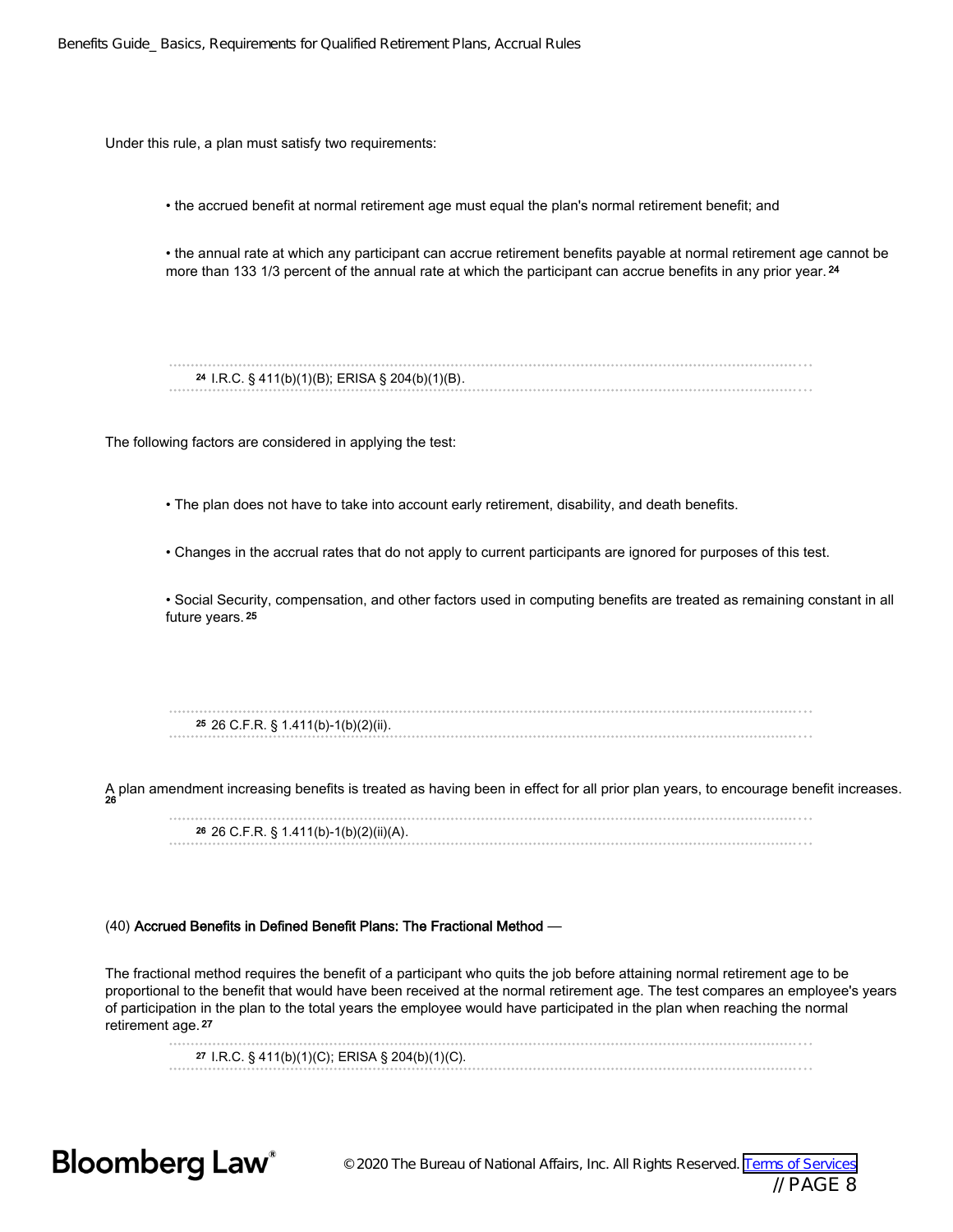Under this rule, a plan must satisfy two requirements:

- the accrued benefit at normal retirement age must equal the plan's normal retirement benefit; and
- the annual rate at which any participant can accrue retirement benefits payable at normal retirement age cannot be more than 133 1/3 percent of the annual rate at which the participant can accrue benefits in any prior year.[24]

[24] I.R.C. § 411(b)(1)(B); ERISA § 204(b)(1)(B).

The following factors are considered in applying the test:

- The plan does not have to take into account early retirement, disability, and death benefits.
- Changes in the accrual rates that do not apply to current participants are ignored for purposes of this test.
- Social Security, compensation, and other factors used in computing benefits are treated as remaining constant in all future years.[25]

[25] 26 C.F.R. § 1.411(b)-1(b)(2)(ii).

A plan amendment increasing benefits is treated as having been in effect for all prior plan years, to encourage benefit increases.[26]

[26] 26 C.F.R. § 1.411(b)-1(b)(2)(ii)(A).

(40) **Accrued Benefits in Defined Benefit Plans: The Fractional Method** —

The fractional method requires the benefit of a participant who quits the job before attaining normal retirement age to be proportional to the benefit that would have been received at the normal retirement age. The test compares an employee's years of participation in the plan to the total years the employee would have participated in the plan when reaching the normal retirement age.[27]

[27] I.R.C. § 411(b)(1)(C); ERISA § 204(b)(1)(C).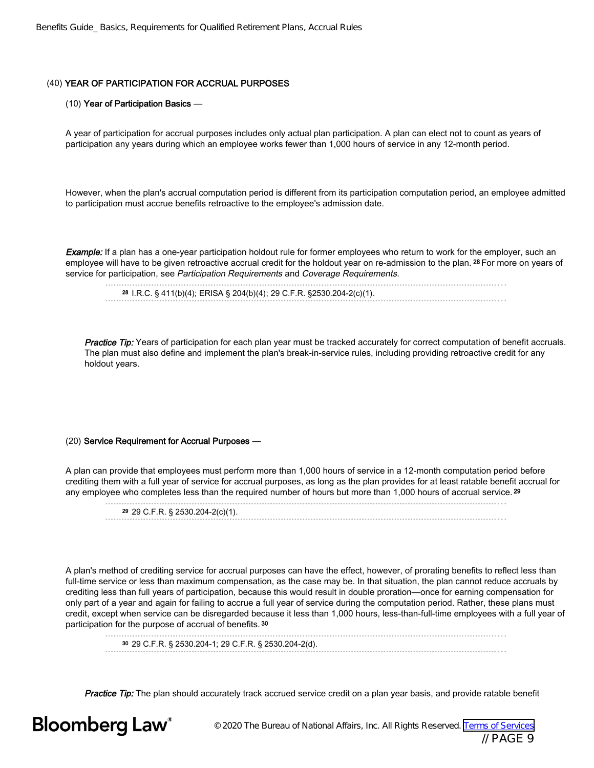## (40) YEAR OF PARTICIPATION FOR ACCRUAL PURPOSES

### (10) Year of Participation Basics —

A year of participation for accrual purposes includes only actual plan participation. A plan can elect not to count as years of participation any years during which an employee works fewer than 1,000 hours of service in any 12-month period.

However, when the plan's accrual computation period is different from its participation computation period, an employee admitted to participation must accrue benefits retroactive to the employee's admission date.

***Example:*** If a plan has a one-year participation holdout rule for former employees who return to work for the employer, such an employee will have to be given retroactive accrual credit for the holdout year on re-admission to the plan.[28] For more on years of service for participation, see *Participation Requirements* and *Coverage Requirements.*

[28] I.R.C. § 411(b)(4); ERISA § 204(b)(4); 29 C.F.R. §2530.204-2(c)(1).

***Practice Tip:*** Years of participation for each plan year must be tracked accurately for correct computation of benefit accruals. The plan must also define and implement the plan's break-in-service rules, including providing retroactive credit for any holdout years.

### (20) Service Requirement for Accrual Purposes —

A plan can provide that employees must perform more than 1,000 hours of service in a 12-month computation period before crediting them with a full year of service for accrual purposes, as long as the plan provides for at least ratable benefit accrual for any employee who completes less than the required number of hours but more than 1,000 hours of accrual service.[29]

[29] 29 C.F.R. § 2530.204-2(c)(1).

A plan's method of crediting service for accrual purposes can have the effect, however, of prorating benefits to reflect less than full-time service or less than maximum compensation, as the case may be. In that situation, the plan cannot reduce accruals by crediting less than full years of participation, because this would result in double proration—once for earning compensation for only part of a year and again for failing to accrue a full year of service during the computation period. Rather, these plans must credit, except when service can be disregarded because it less than 1,000 hours, less-than-full-time employees with a full year of participation for the purpose of accrual of benefits.[30]

[30] 29 C.F.R. § 2530.204-1; 29 C.F.R. § 2530.204-2(d).

***Practice Tip:*** The plan should accurately track accrued service credit on a plan year basis, and provide ratable benefit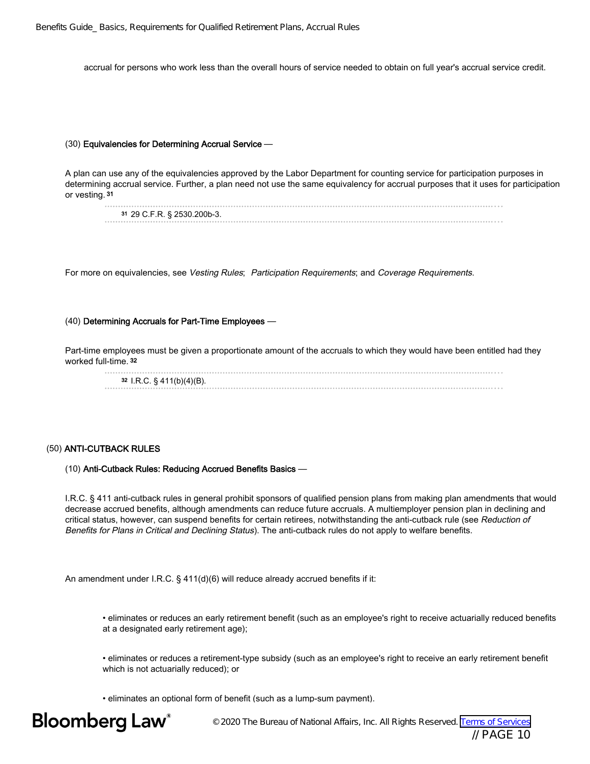accrual for persons who work less than the overall hours of service needed to obtain on full year's accrual service credit.

(30) **Equivalencies for Determining Accrual Service** —

A plan can use any of the equivalencies approved by the Labor Department for counting service for participation purposes in determining accrual service. Further, a plan need not use the same equivalency for accrual purposes that it uses for participation or vesting. [31]

[31] 29 C.F.R. § 2530.200b-3.

For more on equivalencies, see *Vesting Rules*; *Participation Requirements*; and *Coverage Requirements*.

(40) **Determining Accruals for Part-Time Employees** —

Part-time employees must be given a proportionate amount of the accruals to which they would have been entitled had they worked full-time. [32]

[32] I.R.C. § 411(b)(4)(B).

## (50) ANTI-CUTBACK RULES

(10) **Anti-Cutback Rules: Reducing Accrued Benefits Basics** —

I.R.C. § 411 anti-cutback rules in general prohibit sponsors of qualified pension plans from making plan amendments that would decrease accrued benefits, although amendments can reduce future accruals. A multiemployer pension plan in declining and critical status, however, can suspend benefits for certain retirees, notwithstanding the anti-cutback rule (see *Reduction of Benefits for Plans in Critical and Declining Status*). The anti-cutback rules do not apply to welfare benefits.

An amendment under I.R.C. § 411(d)(6) will reduce already accrued benefits if it:

- eliminates or reduces an early retirement benefit (such as an employee's right to receive actuarially reduced benefits at a designated early retirement age);
- eliminates or reduces a retirement-type subsidy (such as an employee's right to receive an early retirement benefit which is not actuarially reduced); or
- eliminates an optional form of benefit (such as a lump-sum payment).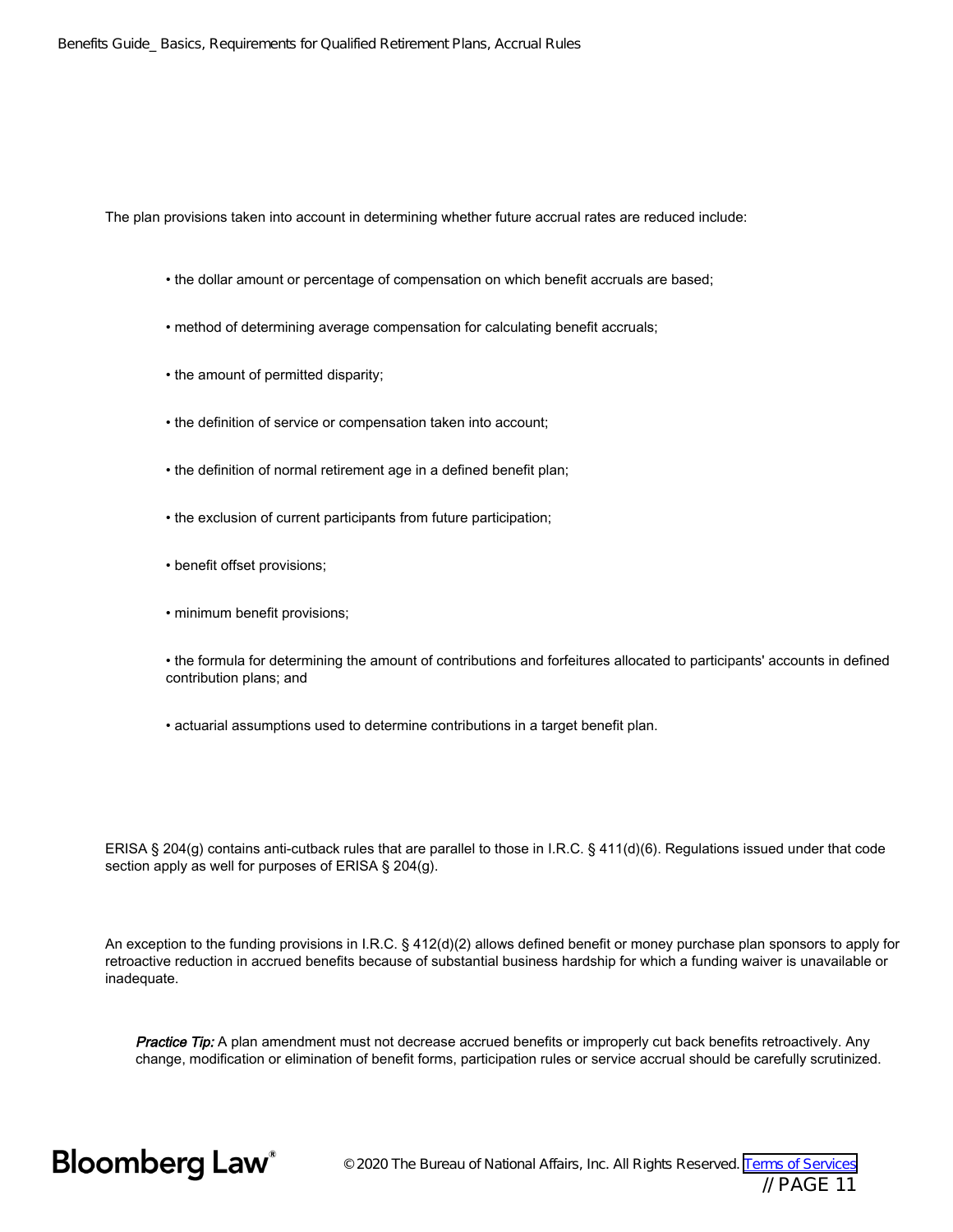The plan provisions taken into account in determining whether future accrual rates are reduced include:

- the dollar amount or percentage of compensation on which benefit accruals are based;
- method of determining average compensation for calculating benefit accruals;
- the amount of permitted disparity;
- the definition of service or compensation taken into account;
- the definition of normal retirement age in a defined benefit plan;
- the exclusion of current participants from future participation;
- benefit offset provisions;
- minimum benefit provisions;
- the formula for determining the amount of contributions and forfeitures allocated to participants' accounts in defined contribution plans; and
- actuarial assumptions used to determine contributions in a target benefit plan.

ERISA § 204(g) contains anti-cutback rules that are parallel to those in I.R.C. § 411(d)(6). Regulations issued under that code section apply as well for purposes of ERISA § 204(g).

An exception to the funding provisions in I.R.C. § 412(d)(2) allows defined benefit or money purchase plan sponsors to apply for retroactive reduction in accrued benefits because of substantial business hardship for which a funding waiver is unavailable or inadequate.

> ***Practice Tip:*** A plan amendment must not decrease accrued benefits or improperly cut back benefits retroactively. Any change, modification or elimination of benefit forms, participation rules or service accrual should be carefully scrutinized.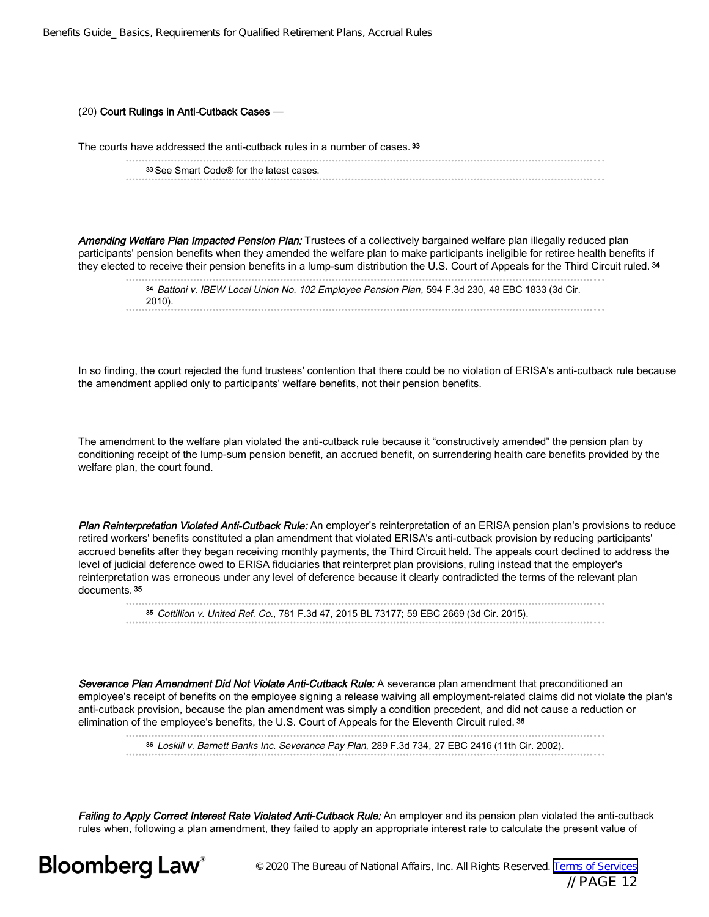(20) **Court Rulings in Anti-Cutback Cases** —

The courts have addressed the anti-cutback rules in a number of cases.[33]

[33] See Smart Code® for the latest cases.

***Amending Welfare Plan Impacted Pension Plan:*** Trustees of a collectively bargained welfare plan illegally reduced plan participants' pension benefits when they amended the welfare plan to make participants ineligible for retiree health benefits if they elected to receive their pension benefits in a lump-sum distribution the U.S. Court of Appeals for the Third Circuit ruled.[34]

[34] *Battoni v. IBEW Local Union No. 102 Employee Pension Plan*, 594 F.3d 230, 48 EBC 1833 (3d Cir. 2010).

In so finding, the court rejected the fund trustees' contention that there could be no violation of ERISA's anti-cutback rule because the amendment applied only to participants' welfare benefits, not their pension benefits.

The amendment to the welfare plan violated the anti-cutback rule because it "constructively amended" the pension plan by conditioning receipt of the lump-sum pension benefit, an accrued benefit, on surrendering health care benefits provided by the welfare plan, the court found.

***Plan Reinterpretation Violated Anti-Cutback Rule:*** An employer's reinterpretation of an ERISA pension plan's provisions to reduce retired workers' benefits constituted a plan amendment that violated ERISA's anti-cutback provision by reducing participants' accrued benefits after they began receiving monthly payments, the Third Circuit held. The appeals court declined to address the level of judicial deference owed to ERISA fiduciaries that reinterpret plan provisions, ruling instead that the employer's reinterpretation was erroneous under any level of deference because it clearly contradicted the terms of the relevant plan documents.[35]

[35] *Cottillion v. United Ref. Co.*, 781 F.3d 47, 2015 BL 73177; 59 EBC 2669 (3d Cir. 2015).

***Severance Plan Amendment Did Not Violate Anti-Cutback Rule:*** A severance plan amendment that preconditioned an employee's receipt of benefits on the employee signing a release waiving all employment-related claims did not violate the plan's anti-cutback provision, because the plan amendment was simply a condition precedent, and did not cause a reduction or elimination of the employee's benefits, the U.S. Court of Appeals for the Eleventh Circuit ruled.[36]

[36] *Loskill v. Barnett Banks Inc. Severance Pay Plan*, 289 F.3d 734, 27 EBC 2416 (11th Cir. 2002).

***Failing to Apply Correct Interest Rate Violated Anti-Cutback Rule:*** An employer and its pension plan violated the anti-cutback rules when, following a plan amendment, they failed to apply an appropriate interest rate to calculate the present value of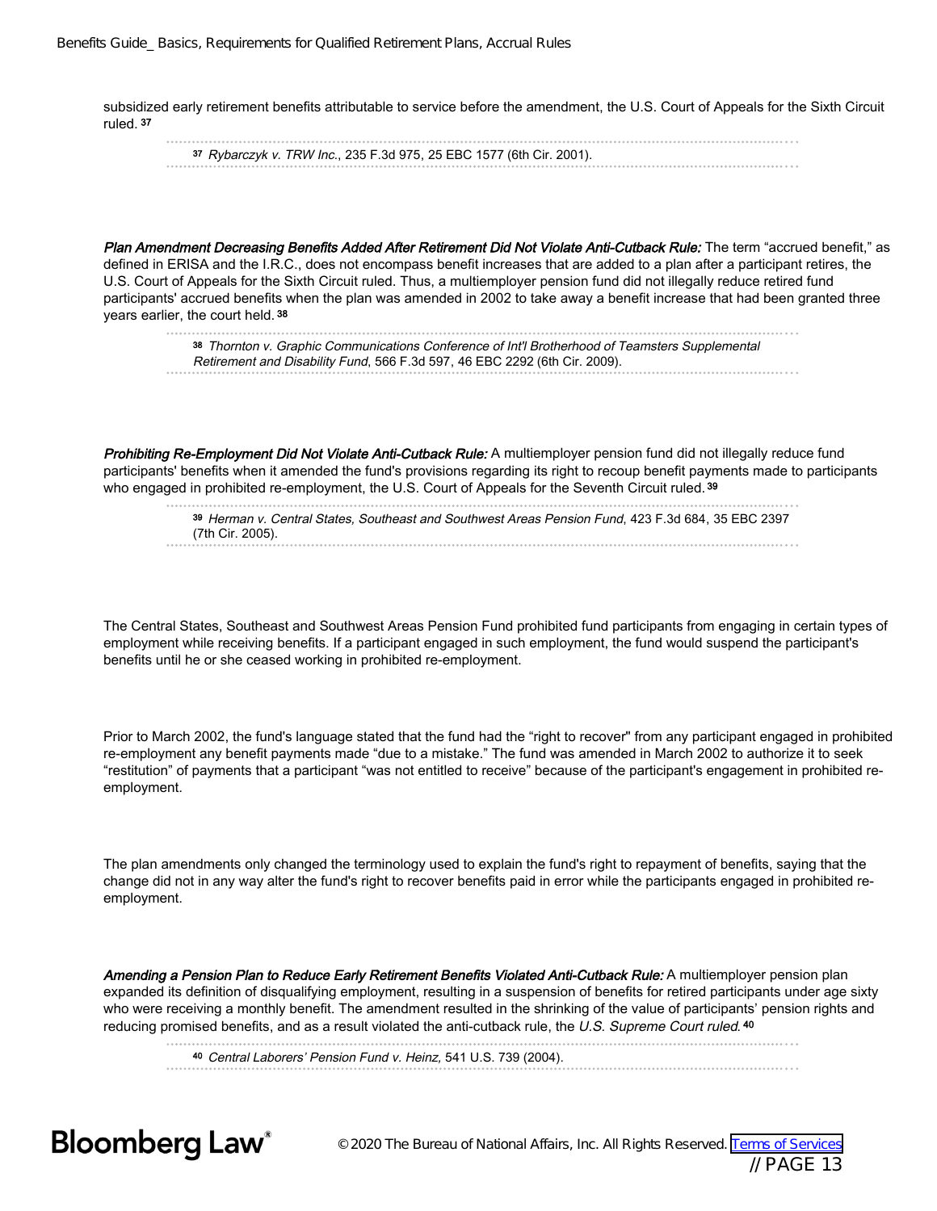subsidized early retirement benefits attributable to service before the amendment, the U.S. Court of Appeals for the Sixth Circuit ruled. [37]

[37] *Rybarczyk v. TRW Inc.*, 235 F.3d 975, 25 EBC 1577 (6th Cir. 2001).

***Plan Amendment Decreasing Benefits Added After Retirement Did Not Violate Anti-Cutback Rule:*** The term "accrued benefit," as defined in ERISA and the I.R.C., does not encompass benefit increases that are added to a plan after a participant retires, the U.S. Court of Appeals for the Sixth Circuit ruled. Thus, a multiemployer pension fund did not illegally reduce retired fund participants' accrued benefits when the plan was amended in 2002 to take away a benefit increase that had been granted three years earlier, the court held. [38]

[38] *Thornton v. Graphic Communications Conference of Int'l Brotherhood of Teamsters Supplemental Retirement and Disability Fund*, 566 F.3d 597, 46 EBC 2292 (6th Cir. 2009).

***Prohibiting Re-Employment Did Not Violate Anti-Cutback Rule:*** A multiemployer pension fund did not illegally reduce fund participants' benefits when it amended the fund's provisions regarding its right to recoup benefit payments made to participants who engaged in prohibited re-employment, the U.S. Court of Appeals for the Seventh Circuit ruled. [39]

[39] *Herman v. Central States, Southeast and Southwest Areas Pension Fund*, 423 F.3d 684, 35 EBC 2397 (7th Cir. 2005).

The Central States, Southeast and Southwest Areas Pension Fund prohibited fund participants from engaging in certain types of employment while receiving benefits. If a participant engaged in such employment, the fund would suspend the participant's benefits until he or she ceased working in prohibited re-employment.

Prior to March 2002, the fund's language stated that the fund had the "right to recover" from any participant engaged in prohibited re-employment any benefit payments made "due to a mistake." The fund was amended in March 2002 to authorize it to seek "restitution" of payments that a participant "was not entitled to receive" because of the participant's engagement in prohibited re-employment.

The plan amendments only changed the terminology used to explain the fund's right to repayment of benefits, saying that the change did not in any way alter the fund's right to recover benefits paid in error while the participants engaged in prohibited re-employment.

***Amending a Pension Plan to Reduce Early Retirement Benefits Violated Anti-Cutback Rule:*** A multiemployer pension plan expanded its definition of disqualifying employment, resulting in a suspension of benefits for retired participants under age sixty who were receiving a monthly benefit. The amendment resulted in the shrinking of the value of participants' pension rights and reducing promised benefits, and as a result violated the anti-cutback rule, the *U.S. Supreme Court ruled.* [40]

[40] *Central Laborers' Pension Fund v. Heinz*, 541 U.S. 739 (2004).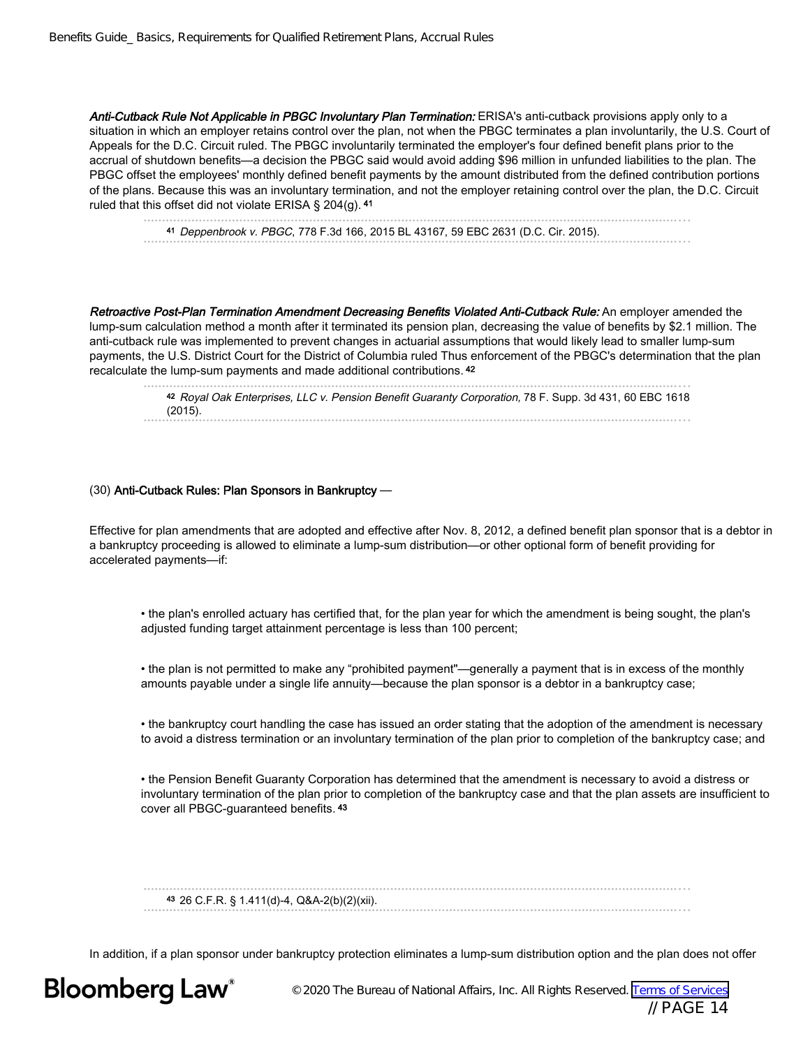***Anti-Cutback Rule Not Applicable in PBGC Involuntary Plan Termination:*** ERISA's anti-cutback provisions apply only to a situation in which an employer retains control over the plan, not when the PBGC terminates a plan involuntarily, the U.S. Court of Appeals for the D.C. Circuit ruled. The PBGC involuntarily terminated the employer's four defined benefit plans prior to the accrual of shutdown benefits—a decision the PBGC said would avoid adding $96 million in unfunded liabilities to the plan. The PBGC offset the employees' monthly defined benefit payments by the amount distributed from the defined contribution portions of the plans. Because this was an involuntary termination, and not the employer retaining control over the plan, the D.C. Circuit ruled that this offset did not violate ERISA § 204(g). [41]

[41] *Deppenbrook v. PBGC*, 778 F.3d 166, 2015 BL 43167, 59 EBC 2631 (D.C. Cir. 2015).

***Retroactive Post-Plan Termination Amendment Decreasing Benefits Violated Anti-Cutback Rule:*** An employer amended the lump-sum calculation method a month after it terminated its pension plan, decreasing the value of benefits by $2.1 million. The anti-cutback rule was implemented to prevent changes in actuarial assumptions that would likely lead to smaller lump-sum payments, the U.S. District Court for the District of Columbia ruled Thus enforcement of the PBGC's determination that the plan recalculate the lump-sum payments and made additional contributions. [42]

[42] *Royal Oak Enterprises, LLC v. Pension Benefit Guaranty Corporation,* 78 F. Supp. 3d 431, 60 EBC 1618 (2015).

(30) **Anti-Cutback Rules: Plan Sponsors in Bankruptcy** —

Effective for plan amendments that are adopted and effective after Nov. 8, 2012, a defined benefit plan sponsor that is a debtor in a bankruptcy proceeding is allowed to eliminate a lump-sum distribution—or other optional form of benefit providing for accelerated payments—if:

• the plan's enrolled actuary has certified that, for the plan year for which the amendment is being sought, the plan's adjusted funding target attainment percentage is less than 100 percent;

• the plan is not permitted to make any "prohibited payment"—generally a payment that is in excess of the monthly amounts payable under a single life annuity—because the plan sponsor is a debtor in a bankruptcy case;

• the bankruptcy court handling the case has issued an order stating that the adoption of the amendment is necessary to avoid a distress termination or an involuntary termination of the plan prior to completion of the bankruptcy case; and

• the Pension Benefit Guaranty Corporation has determined that the amendment is necessary to avoid a distress or involuntary termination of the plan prior to completion of the bankruptcy case and that the plan assets are insufficient to cover all PBGC-guaranteed benefits. [43]

[43] 26 C.F.R. § 1.411(d)-4, Q&A-2(b)(2)(xii).

In addition, if a plan sponsor under bankruptcy protection eliminates a lump-sum distribution option and the plan does not offer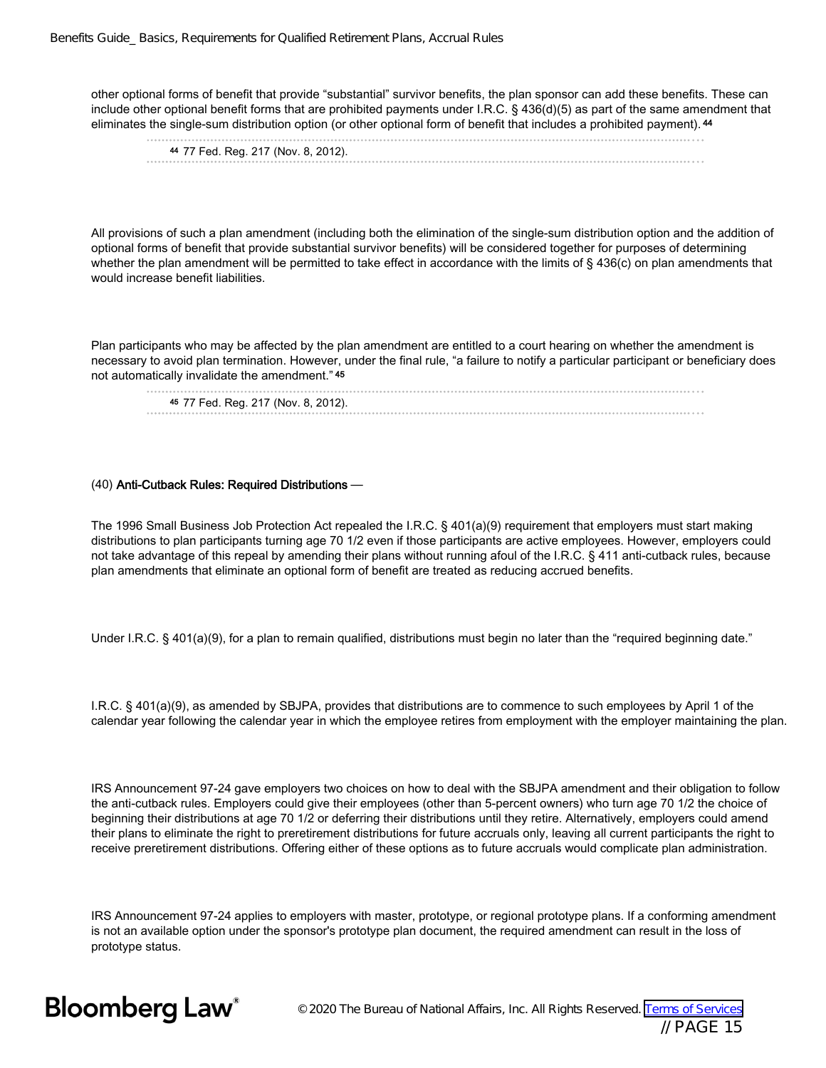other optional forms of benefit that provide "substantial" survivor benefits, the plan sponsor can add these benefits. These can include other optional benefit forms that are prohibited payments under I.R.C. § 436(d)(5) as part of the same amendment that eliminates the single-sum distribution option (or other optional form of benefit that includes a prohibited payment).[44]

[44] 77 Fed. Reg. 217 (Nov. 8, 2012).

All provisions of such a plan amendment (including both the elimination of the single-sum distribution option and the addition of optional forms of benefit that provide substantial survivor benefits) will be considered together for purposes of determining whether the plan amendment will be permitted to take effect in accordance with the limits of § 436(c) on plan amendments that would increase benefit liabilities.

Plan participants who may be affected by the plan amendment are entitled to a court hearing on whether the amendment is necessary to avoid plan termination. However, under the final rule, "a failure to notify a particular participant or beneficiary does not automatically invalidate the amendment."[45]

[45] 77 Fed. Reg. 217 (Nov. 8, 2012).

(40) **Anti-Cutback Rules: Required Distributions** —

The 1996 Small Business Job Protection Act repealed the I.R.C. § 401(a)(9) requirement that employers must start making distributions to plan participants turning age 70 1/2 even if those participants are active employees. However, employers could not take advantage of this repeal by amending their plans without running afoul of the I.R.C. § 411 anti-cutback rules, because plan amendments that eliminate an optional form of benefit are treated as reducing accrued benefits.

Under I.R.C. § 401(a)(9), for a plan to remain qualified, distributions must begin no later than the "required beginning date."

I.R.C. § 401(a)(9), as amended by SBJPA, provides that distributions are to commence to such employees by April 1 of the calendar year following the calendar year in which the employee retires from employment with the employer maintaining the plan.

IRS Announcement 97-24 gave employers two choices on how to deal with the SBJPA amendment and their obligation to follow the anti-cutback rules. Employers could give their employees (other than 5-percent owners) who turn age 70 1/2 the choice of beginning their distributions at age 70 1/2 or deferring their distributions until they retire. Alternatively, employers could amend their plans to eliminate the right to preretirement distributions for future accruals only, leaving all current participants the right to receive preretirement distributions. Offering either of these options as to future accruals would complicate plan administration.

IRS Announcement 97-24 applies to employers with master, prototype, or regional prototype plans. If a conforming amendment is not an available option under the sponsor's prototype plan document, the required amendment can result in the loss of prototype status.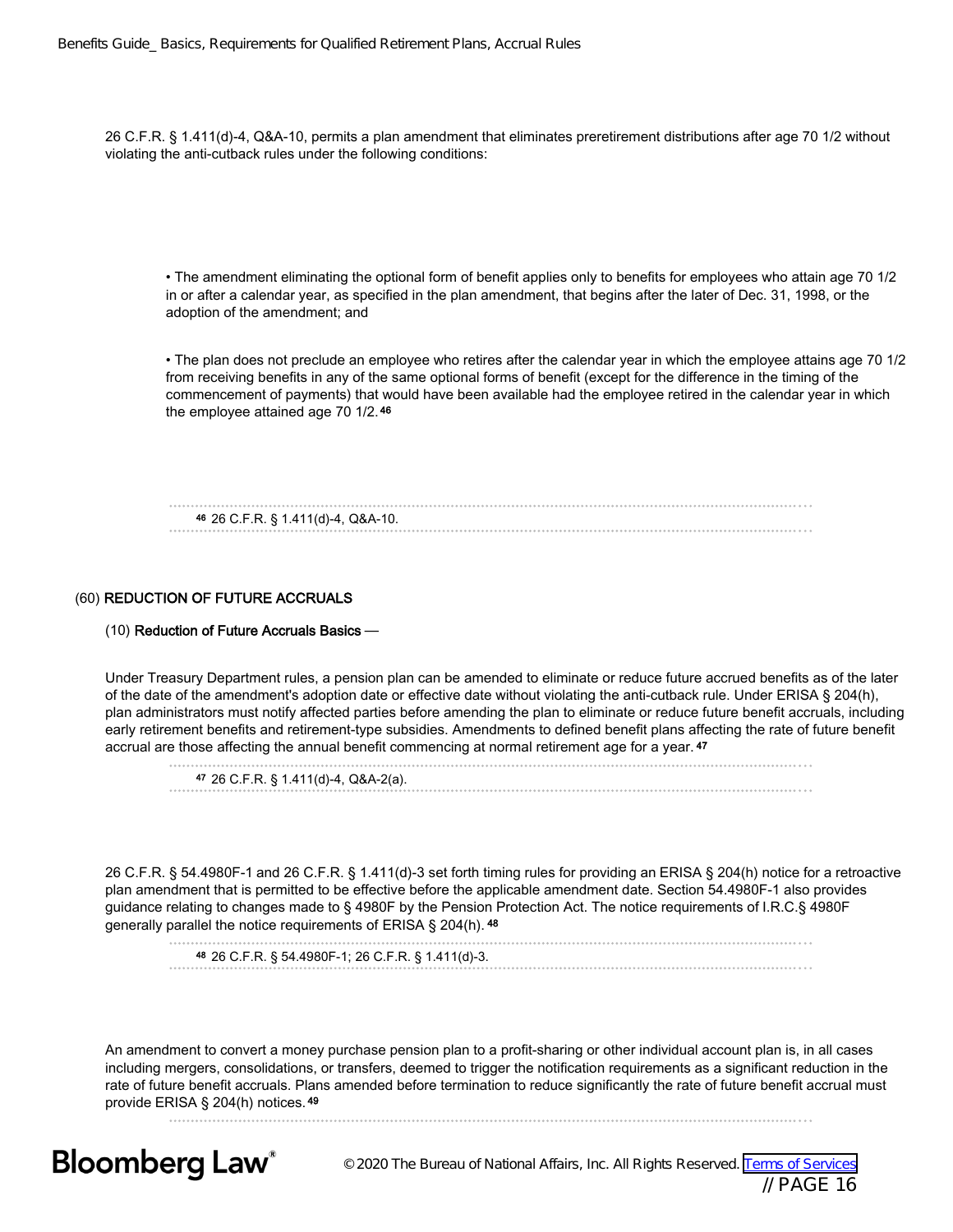26 C.F.R. § 1.411(d)-4, Q&A-10, permits a plan amendment that eliminates preretirement distributions after age 70 1/2 without violating the anti-cutback rules under the following conditions:

- The amendment eliminating the optional form of benefit applies only to benefits for employees who attain age 70 1/2 in or after a calendar year, as specified in the plan amendment, that begins after the later of Dec. 31, 1998, or the adoption of the amendment; and

- The plan does not preclude an employee who retires after the calendar year in which the employee attains age 70 1/2 from receiving benefits in any of the same optional forms of benefit (except for the difference in the timing of the commencement of payments) that would have been available had the employee retired in the calendar year in which the employee attained age 70 1/2.[46]

[46] 26 C.F.R. § 1.411(d)-4, Q&A-10.

## (60) REDUCTION OF FUTURE ACCRUALS

### (10) Reduction of Future Accruals Basics —

Under Treasury Department rules, a pension plan can be amended to eliminate or reduce future accrued benefits as of the later of the date of the amendment's adoption date or effective date without violating the anti-cutback rule. Under ERISA § 204(h), plan administrators must notify affected parties before amending the plan to eliminate or reduce future benefit accruals, including early retirement benefits and retirement-type subsidies. Amendments to defined benefit plans affecting the rate of future benefit accrual are those affecting the annual benefit commencing at normal retirement age for a year.[47]

[47] 26 C.F.R. § 1.411(d)-4, Q&A-2(a).

26 C.F.R. § 54.4980F-1 and 26 C.F.R. § 1.411(d)-3 set forth timing rules for providing an ERISA § 204(h) notice for a retroactive plan amendment that is permitted to be effective before the applicable amendment date. Section 54.4980F-1 also provides guidance relating to changes made to § 4980F by the Pension Protection Act. The notice requirements of I.R.C.§ 4980F generally parallel the notice requirements of ERISA § 204(h).[48]

[48] 26 C.F.R. § 54.4980F-1; 26 C.F.R. § 1.411(d)-3.

An amendment to convert a money purchase pension plan to a profit-sharing or other individual account plan is, in all cases including mergers, consolidations, or transfers, deemed to trigger the notification requirements as a significant reduction in the rate of future benefit accruals. Plans amended before termination to reduce significantly the rate of future benefit accrual must provide ERISA § 204(h) notices.[49]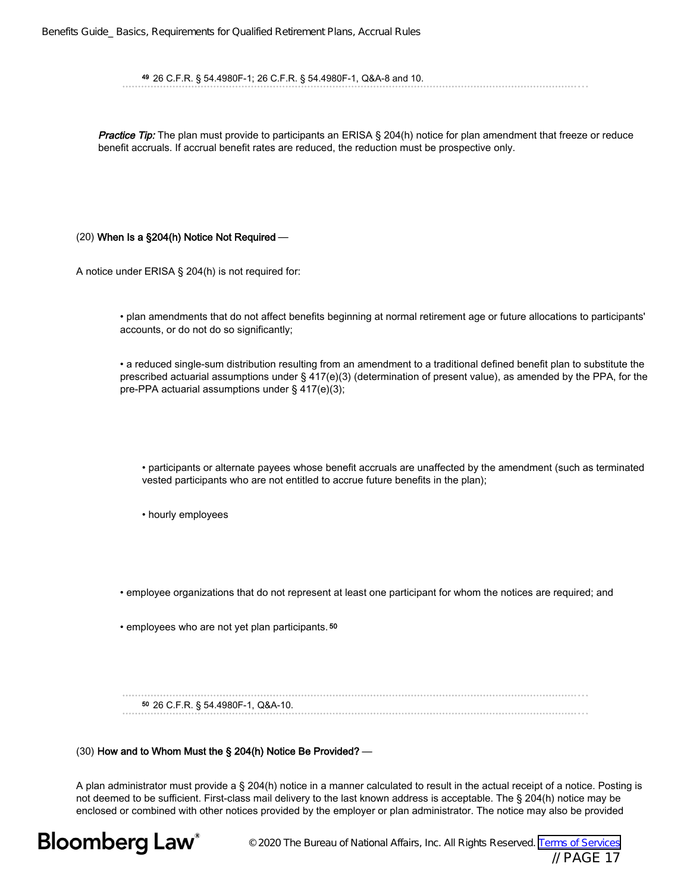[49] 26 C.F.R. § 54.4980F-1; 26 C.F.R. § 54.4980F-1, Q&A-8 and 10.

*Practice Tip:* The plan must provide to participants an ERISA § 204(h) notice for plan amendment that freeze or reduce benefit accruals. If accrual benefit rates are reduced, the reduction must be prospective only.

(20) **When Is a §204(h) Notice Not Required** —

A notice under ERISA § 204(h) is not required for:

- plan amendments that do not affect benefits beginning at normal retirement age or future allocations to participants' accounts, or do not do so significantly;
- a reduced single-sum distribution resulting from an amendment to a traditional defined benefit plan to substitute the prescribed actuarial assumptions under § 417(e)(3) (determination of present value), as amended by the PPA, for the pre-PPA actuarial assumptions under § 417(e)(3);
  - participants or alternate payees whose benefit accruals are unaffected by the amendment (such as terminated vested participants who are not entitled to accrue future benefits in the plan);
  - hourly employees
- employee organizations that do not represent at least one participant for whom the notices are required; and
- employees who are not yet plan participants.[50]

[50] 26 C.F.R. § 54.4980F-1, Q&A-10.

(30) **How and to Whom Must the § 204(h) Notice Be Provided?** —

A plan administrator must provide a § 204(h) notice in a manner calculated to result in the actual receipt of a notice. Posting is not deemed to be sufficient. First-class mail delivery to the last known address is acceptable. The § 204(h) notice may be enclosed or combined with other notices provided by the employer or plan administrator. The notice may also be provided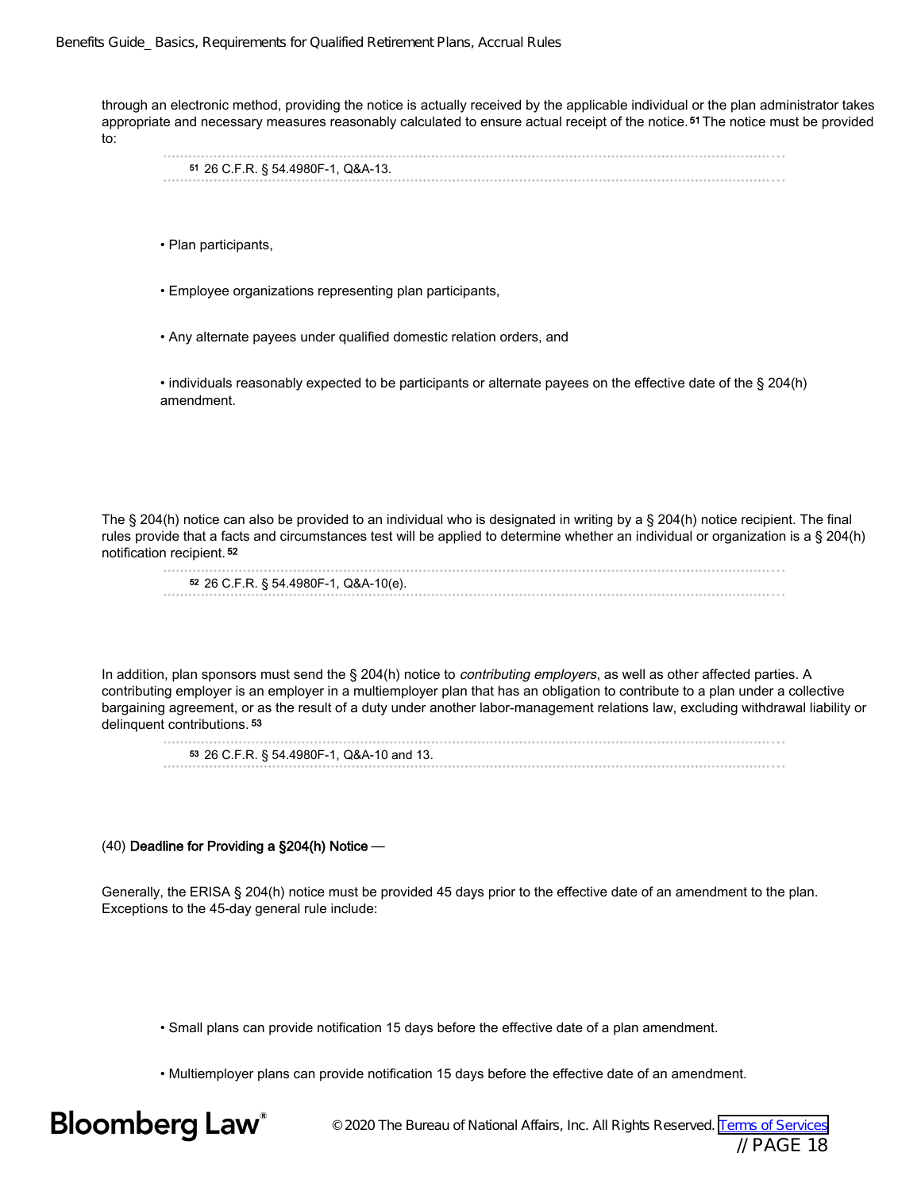through an electronic method, providing the notice is actually received by the applicable individual or the plan administrator takes appropriate and necessary measures reasonably calculated to ensure actual receipt of the notice.[51] The notice must be provided to:

[51] 26 C.F.R. § 54.4980F-1, Q&A-13.

- Plan participants,
- Employee organizations representing plan participants,
- Any alternate payees under qualified domestic relation orders, and
- individuals reasonably expected to be participants or alternate payees on the effective date of the § 204(h) amendment.

The § 204(h) notice can also be provided to an individual who is designated in writing by a § 204(h) notice recipient. The final rules provide that a facts and circumstances test will be applied to determine whether an individual or organization is a § 204(h) notification recipient.[52]

[52] 26 C.F.R. § 54.4980F-1, Q&A-10(e).

In addition, plan sponsors must send the § 204(h) notice to *contributing employers*, as well as other affected parties. A contributing employer is an employer in a multiemployer plan that has an obligation to contribute to a plan under a collective bargaining agreement, or as the result of a duty under another labor-management relations law, excluding withdrawal liability or delinquent contributions.[53]

[53] 26 C.F.R. § 54.4980F-1, Q&A-10 and 13.

(40) **Deadline for Providing a §204(h) Notice** —

Generally, the ERISA § 204(h) notice must be provided 45 days prior to the effective date of an amendment to the plan. Exceptions to the 45-day general rule include:

- Small plans can provide notification 15 days before the effective date of a plan amendment.
- Multiemployer plans can provide notification 15 days before the effective date of an amendment.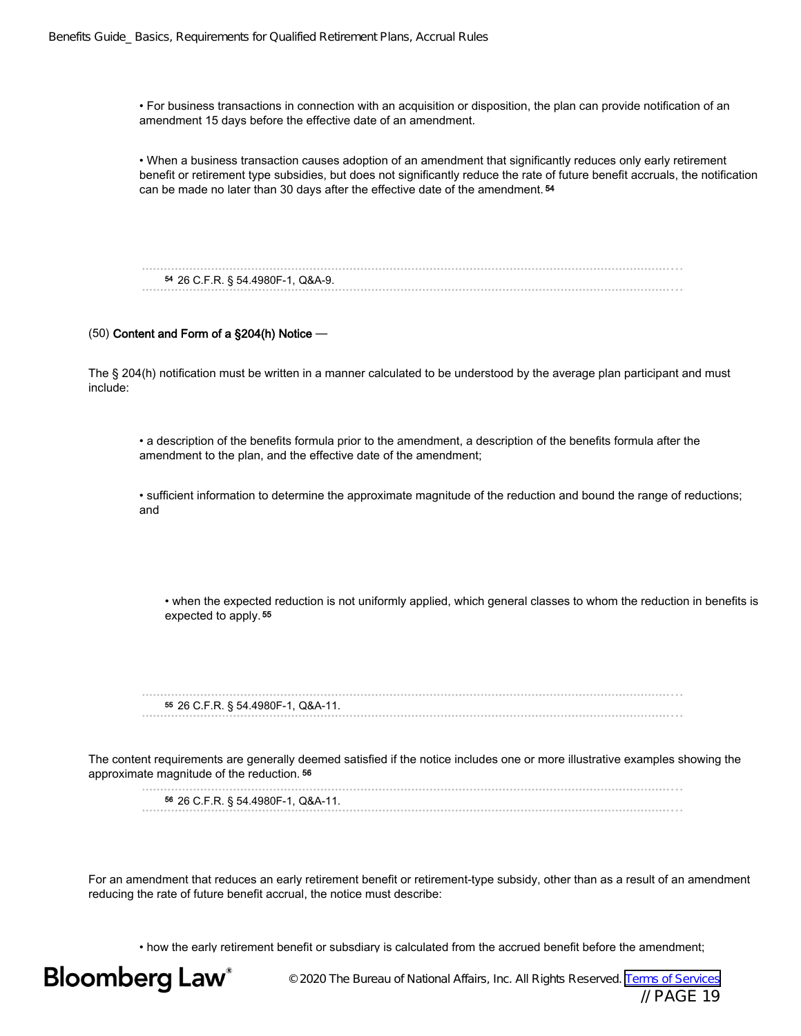- For business transactions in connection with an acquisition or disposition, the plan can provide notification of an amendment 15 days before the effective date of an amendment.

- When a business transaction causes adoption of an amendment that significantly reduces only early retirement benefit or retirement type subsidies, but does not significantly reduce the rate of future benefit accruals, the notification can be made no later than 30 days after the effective date of the amendment.[54]

[54] 26 C.F.R. § 54.4980F-1, Q&A-9.

(50) **Content and Form of a §204(h) Notice** —

The § 204(h) notification must be written in a manner calculated to be understood by the average plan participant and must include:

- a description of the benefits formula prior to the amendment, a description of the benefits formula after the amendment to the plan, and the effective date of the amendment;

- sufficient information to determine the approximate magnitude of the reduction and bound the range of reductions; and

  - when the expected reduction is not uniformly applied, which general classes to whom the reduction in benefits is expected to apply.[55]

[55] 26 C.F.R. § 54.4980F-1, Q&A-11.

The content requirements are generally deemed satisfied if the notice includes one or more illustrative examples showing the approximate magnitude of the reduction.[56]

[56] 26 C.F.R. § 54.4980F-1, Q&A-11.

For an amendment that reduces an early retirement benefit or retirement-type subsidy, other than as a result of an amendment reducing the rate of future benefit accrual, the notice must describe:

- how the early retirement benefit or subsdiary is calculated from the accrued benefit before the amendment;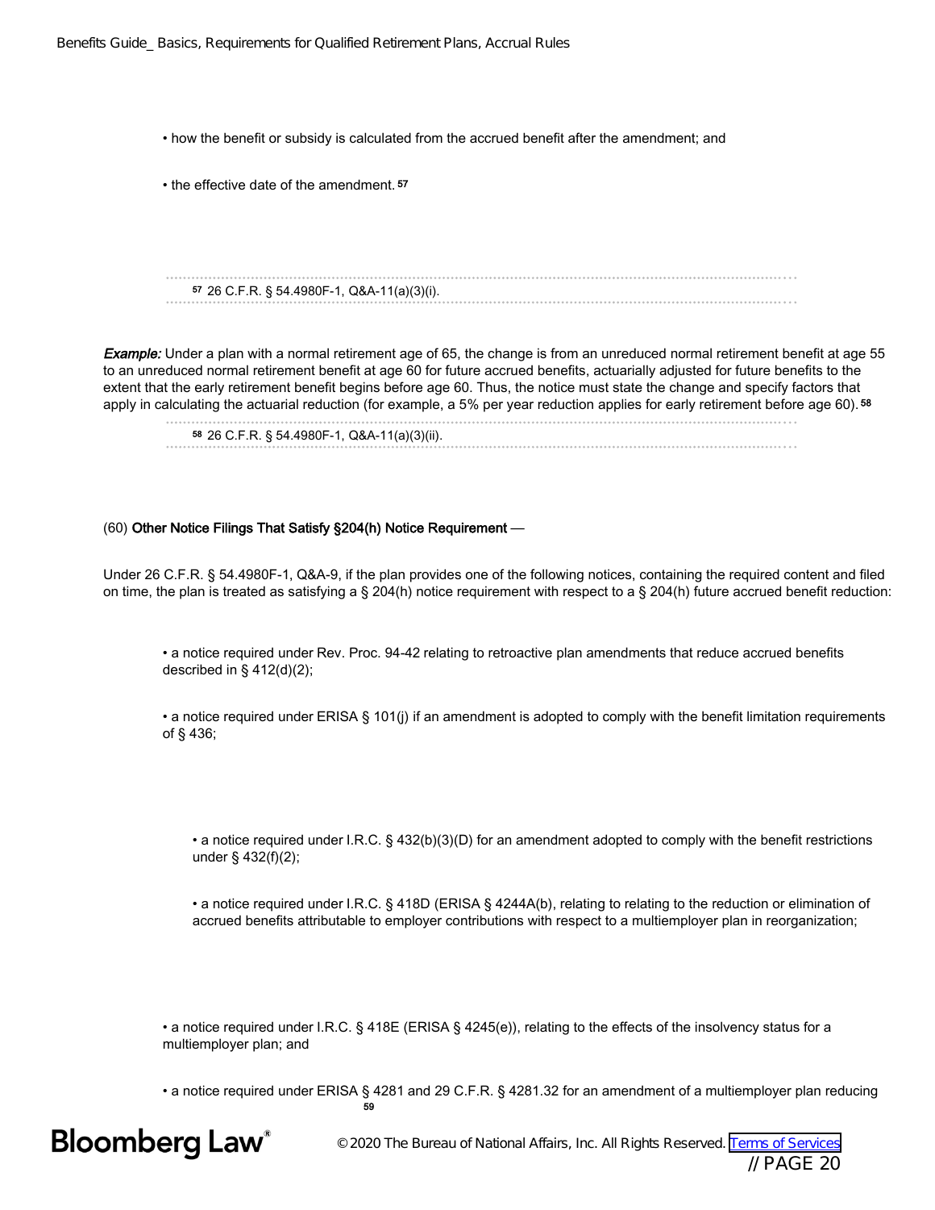- how the benefit or subsidy is calculated from the accrued benefit after the amendment; and

- the effective date of the amendment.[57]

[57] 26 C.F.R. § 54.4980F-1, Q&A-11(a)(3)(i).

***Example:*** Under a plan with a normal retirement age of 65, the change is from an unreduced normal retirement benefit at age 55 to an unreduced normal retirement benefit at age 60 for future accrued benefits, actuarially adjusted for future benefits to the extent that the early retirement benefit begins before age 60. Thus, the notice must state the change and specify factors that apply in calculating the actuarial reduction (for example, a 5% per year reduction applies for early retirement before age 60).[58]

[58] 26 C.F.R. § 54.4980F-1, Q&A-11(a)(3)(ii).

(60) **Other Notice Filings That Satisfy §204(h) Notice Requirement** —

Under 26 C.F.R. § 54.4980F-1, Q&A-9, if the plan provides one of the following notices, containing the required content and filed on time, the plan is treated as satisfying a § 204(h) notice requirement with respect to a § 204(h) future accrued benefit reduction:

- a notice required under Rev. Proc. 94-42 relating to retroactive plan amendments that reduce accrued benefits described in § 412(d)(2);

- a notice required under ERISA § 101(j) if an amendment is adopted to comply with the benefit limitation requirements of § 436;

  - a notice required under I.R.C. § 432(b)(3)(D) for an amendment adopted to comply with the benefit restrictions under § 432(f)(2);

  - a notice required under I.R.C. § 418D (ERISA § 4244A(b), relating to relating to the reduction or elimination of accrued benefits attributable to employer contributions with respect to a multiemployer plan in reorganization;

- a notice required under I.R.C. § 418E (ERISA § 4245(e)), relating to the effects of the insolvency status for a multiemployer plan; and

- a notice required under ERISA § 4281 and 29 C.F.R. § 4281.32 for an amendment of a multiemployer plan reducing [59]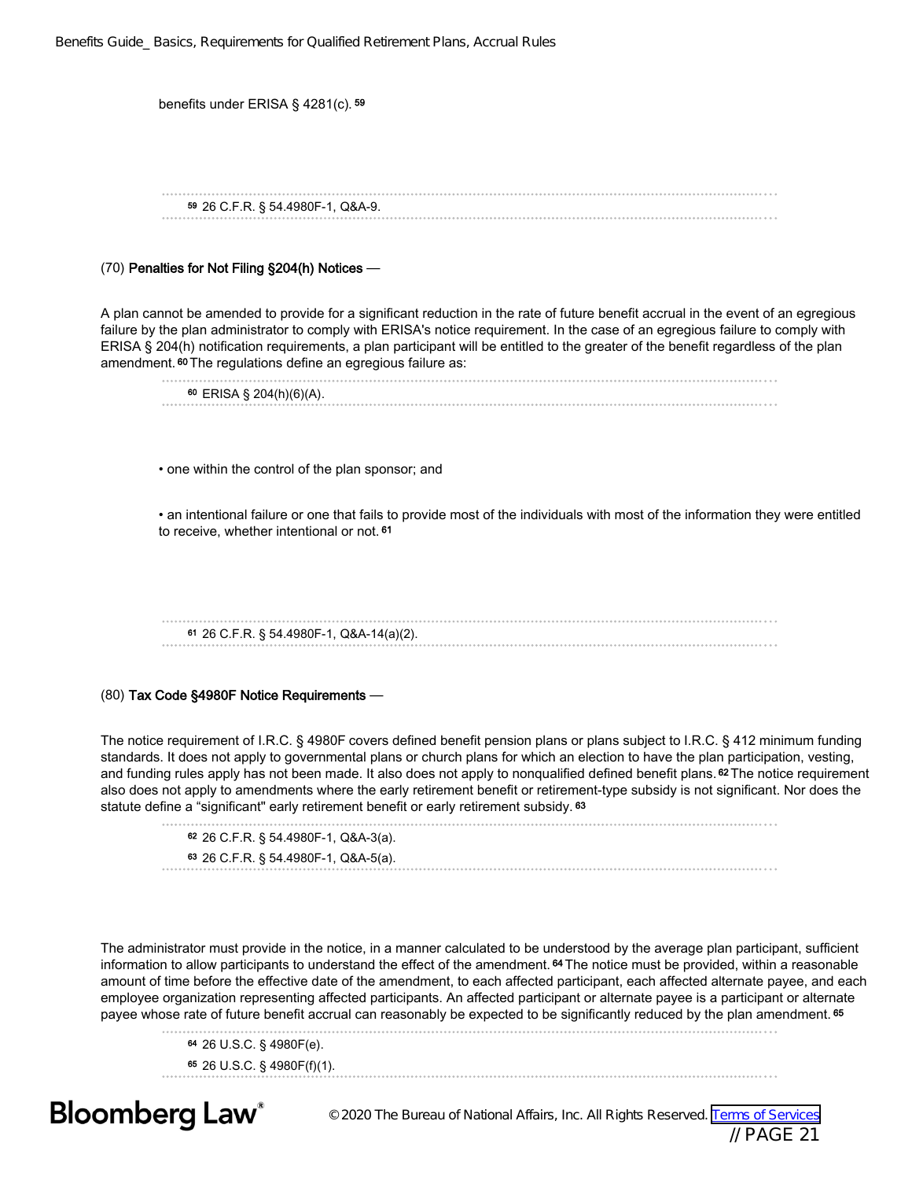benefits under ERISA § 4281(c).[59]

[59] 26 C.F.R. § 54.4980F-1, Q&A-9.

(70) **Penalties for Not Filing §204(h) Notices** —

A plan cannot be amended to provide for a significant reduction in the rate of future benefit accrual in the event of an egregious failure by the plan administrator to comply with ERISA's notice requirement. In the case of an egregious failure to comply with ERISA § 204(h) notification requirements, a plan participant will be entitled to the greater of the benefit regardless of the plan amendment.[60] The regulations define an egregious failure as:

[60] ERISA § 204(h)(6)(A).

- one within the control of the plan sponsor; and
- an intentional failure or one that fails to provide most of the individuals with most of the information they were entitled to receive, whether intentional or not.[61]

[61] 26 C.F.R. § 54.4980F-1, Q&A-14(a)(2).

(80) **Tax Code §4980F Notice Requirements** —

The notice requirement of I.R.C. § 4980F covers defined benefit pension plans or plans subject to I.R.C. § 412 minimum funding standards. It does not apply to governmental plans or church plans for which an election to have the plan participation, vesting, and funding rules apply has not been made. It also does not apply to nonqualified defined benefit plans.[62] The notice requirement also does not apply to amendments where the early retirement benefit or retirement-type subsidy is not significant. Nor does the statute define a "significant" early retirement benefit or early retirement subsidy.[63]

[62] 26 C.F.R. § 54.4980F-1, Q&A-3(a).

[63] 26 C.F.R. § 54.4980F-1, Q&A-5(a).

The administrator must provide in the notice, in a manner calculated to be understood by the average plan participant, sufficient information to allow participants to understand the effect of the amendment.[64] The notice must be provided, within a reasonable amount of time before the effective date of the amendment, to each affected participant, each affected alternate payee, and each employee organization representing affected participants. An affected participant or alternate payee is a participant or alternate payee whose rate of future benefit accrual can reasonably be expected to be significantly reduced by the plan amendment.[65]

[64] 26 U.S.C. § 4980F(e).

[65] 26 U.S.C. § 4980F(f)(1).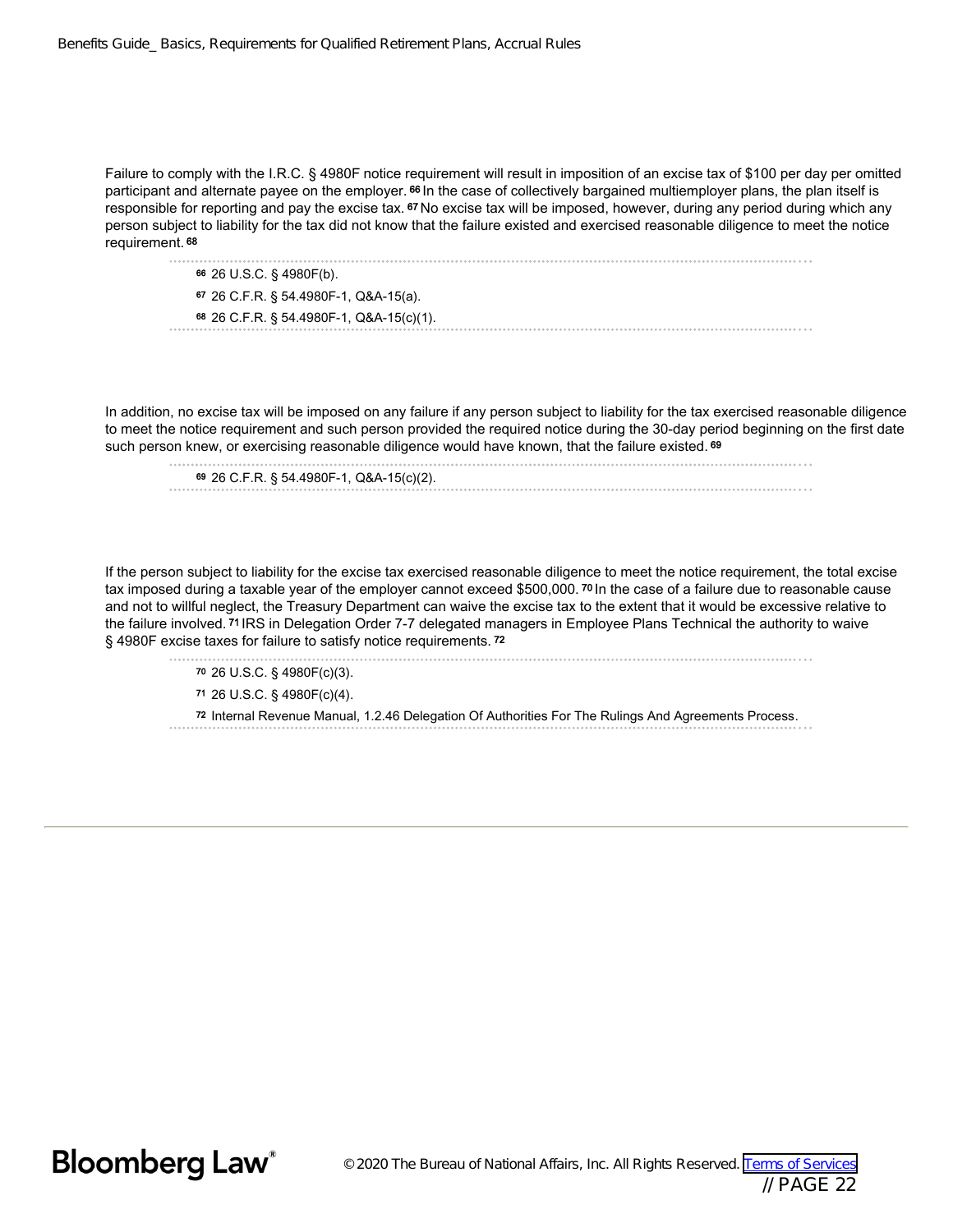Failure to comply with the I.R.C. § 4980F notice requirement will result in imposition of an excise tax of $100 per day per omitted participant and alternate payee on the employer.[66] In the case of collectively bargained multiemployer plans, the plan itself is responsible for reporting and pay the excise tax.[67] No excise tax will be imposed, however, during any period during which any person subject to liability for the tax did not know that the failure existed and exercised reasonable diligence to meet the notice requirement.[68]

[66] 26 U.S.C. § 4980F(b).

[67] 26 C.F.R. § 54.4980F-1, Q&A-15(a).

[68] 26 C.F.R. § 54.4980F-1, Q&A-15(c)(1).

In addition, no excise tax will be imposed on any failure if any person subject to liability for the tax exercised reasonable diligence to meet the notice requirement and such person provided the required notice during the 30-day period beginning on the first date such person knew, or exercising reasonable diligence would have known, that the failure existed.[69]

[69] 26 C.F.R. § 54.4980F-1, Q&A-15(c)(2).

If the person subject to liability for the excise tax exercised reasonable diligence to meet the notice requirement, the total excise tax imposed during a taxable year of the employer cannot exceed $500,000.[70] In the case of a failure due to reasonable cause and not to willful neglect, the Treasury Department can waive the excise tax to the extent that it would be excessive relative to the failure involved.[71] IRS in Delegation Order 7-7 delegated managers in Employee Plans Technical the authority to waive § 4980F excise taxes for failure to satisfy notice requirements.[72]

[70] 26 U.S.C. § 4980F(c)(3).

[71] 26 U.S.C. § 4980F(c)(4).

[72] Internal Revenue Manual, 1.2.46 Delegation Of Authorities For The Rulings And Agreements Process.